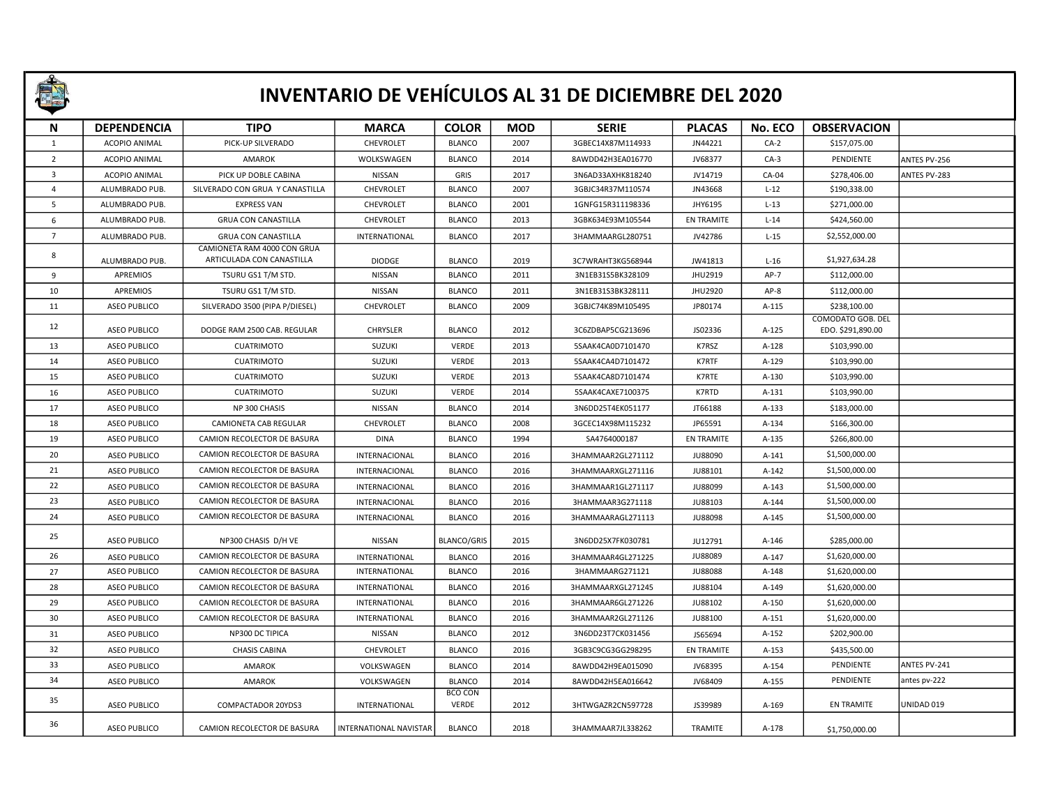# INVENTARIO DE VEHÍCULOS AL 31 DE DICIEMBRE DEL 2020

| N | DEPENDENCIA | TIPO | MARCA | COLOR | MOD | SERIE | PLACAS | No. ECO | OBSERVACION | |
|---|---|---|---|---|---|---|---|---|---|---|
| 1 | ACOPIO ANIMAL | PICK-UP SILVERADO | CHEVROLET | BLANCO | 2007 | 3GBEC14X87M114933 | JN44221 | CA-2 | $157,075.00 | |
| 2 | ACOPIO ANIMAL | AMAROK | WOLKSWAGEN | BLANCO | 2014 | 8AWDD42H3EA016770 | JV68377 | CA-3 | PENDIENTE | ANTES PV-256 |
| 3 | ACOPIO ANIMAL | PICK UP DOBLE CABINA | NISSAN | GRIS | 2017 | 3N6AD33AXHK818240 | JV14719 | CA-04 | $278,406.00 | ANTES PV-283 |
| 4 | ALUMBRADO PUB. | SILVERADO CON GRUA Y CANASTILLA | CHEVROLET | BLANCO | 2007 | 3GBJC34R37M110574 | JN43668 | L-12 | $190,338.00 | |
| 5 | ALUMBRADO PUB. | EXPRESS VAN | CHEVROLET | BLANCO | 2001 | 1GNFG15R311198336 | JHY6195 | L-13 | $271,000.00 | |
| 6 | ALUMBRADO PUB. | GRUA CON CANASTILLA | CHEVROLET | BLANCO | 2013 | 3GBK634E93M105544 | EN TRAMITE | L-14 | $424,560.00 | |
| 7 | ALUMBRADO PUB. | GRUA CON CANASTILLA | INTERNATIONAL | BLANCO | 2017 | 3HAMMAARGL280751 | JV42786 | L-15 | $2,552,000.00 | |
| 8 | ALUMBRADO PUB. | CAMIONETA RAM 4000 CON GRUA ARTICULADA CON CANASTILLA | DIODGE | BLANCO | 2019 | 3C7WRAHT3KG568944 | JW41813 | L-16 | $1,927,634.28 | |
| 9 | APREMIOS | TSURU GS1 T/M STD. | NISSAN | BLANCO | 2011 | 3N1EB31S5BK328109 | JHU2919 | AP-7 | $112,000.00 | |
| 10 | APREMIOS | TSURU GS1 T/M STD. | NISSAN | BLANCO | 2011 | 3N1EB31S3BK328111 | JHU2920 | AP-8 | $112,000.00 | |
| 11 | ASEO PUBLICO | SILVERADO 3500 (PIPA P/DIESEL) | CHEVROLET | BLANCO | 2009 | 3GBJC74K89M105495 | JP80174 | A-115 | $238,100.00 | |
| 12 | ASEO PUBLICO | DODGE RAM 2500 CAB. REGULAR | CHRYSLER | BLANCO | 2012 | 3C6ZDBAP5CG213696 | JS02336 | A-125 | COMODATO GOB. DEL EDO. $291,890.00 | |
| 13 | ASEO PUBLICO | CUATRIMOTO | SUZUKI | VERDE | 2013 | 5SAAK4CA0D7101470 | K7RSZ | A-128 | $103,990.00 | |
| 14 | ASEO PUBLICO | CUATRIMOTO | SUZUKI | VERDE | 2013 | 5SAAK4CA4D7101472 | K7RTF | A-129 | $103,990.00 | |
| 15 | ASEO PUBLICO | CUATRIMOTO | SUZUKI | VERDE | 2013 | 5SAAK4CA8D7101474 | K7RTE | A-130 | $103,990.00 | |
| 16 | ASEO PUBLICO | CUATRIMOTO | SUZUKI | VERDE | 2014 | 5SAAK4CAXE7100375 | K7RTD | A-131 | $103,990.00 | |
| 17 | ASEO PUBLICO | NP 300 CHASIS | NISSAN | BLANCO | 2014 | 3N6DD25T4EK051177 | JT66188 | A-133 | $183,000.00 | |
| 18 | ASEO PUBLICO | CAMIONETA CAB REGULAR | CHEVROLET | BLANCO | 2008 | 3GCEC14X98M115232 | JP65591 | A-134 | $166,300.00 | |
| 19 | ASEO PUBLICO | CAMION RECOLECTOR DE BASURA | DINA | BLANCO | 1994 | SA4764000187 | EN TRAMITE | A-135 | $266,800.00 | |
| 20 | ASEO PUBLICO | CAMION RECOLECTOR DE BASURA | INTERNACIONAL | BLANCO | 2016 | 3HAMMAAR2GL271112 | JU88090 | A-141 | $1,500,000.00 | |
| 21 | ASEO PUBLICO | CAMION RECOLECTOR DE BASURA | INTERNACIONAL | BLANCO | 2016 | 3HAMMAARXGL271116 | JU88101 | A-142 | $1,500,000.00 | |
| 22 | ASEO PUBLICO | CAMION RECOLECTOR DE BASURA | INTERNACIONAL | BLANCO | 2016 | 3HAMMAAR1GL271117 | JU88099 | A-143 | $1,500,000.00 | |
| 23 | ASEO PUBLICO | CAMION RECOLECTOR DE BASURA | INTERNACIONAL | BLANCO | 2016 | 3HAMMAAR3G271118 | JU88103 | A-144 | $1,500,000.00 | |
| 24 | ASEO PUBLICO | CAMION RECOLECTOR DE BASURA | INTERNACIONAL | BLANCO | 2016 | 3HAMMAARAGL271113 | JU88098 | A-145 | $1,500,000.00 | |
| 25 | ASEO PUBLICO | NP300 CHASIS D/H VE | NISSAN | BLANCO/GRIS | 2015 | 3N6DD25X7FK030781 | JU12791 | A-146 | $285,000.00 | |
| 26 | ASEO PUBLICO | CAMION RECOLECTOR DE BASURA | INTERNATIONAL | BLANCO | 2016 | 3HAMMAAR4GL271225 | JU88089 | A-147 | $1,620,000.00 | |
| 27 | ASEO PUBLICO | CAMION RECOLECTOR DE BASURA | INTERNATIONAL | BLANCO | 2016 | 3HAMMAARG271121 | JU88088 | A-148 | $1,620,000.00 | |
| 28 | ASEO PUBLICO | CAMION RECOLECTOR DE BASURA | INTERNATIONAL | BLANCO | 2016 | 3HAMMAARXGL271245 | JU88104 | A-149 | $1,620,000.00 | |
| 29 | ASEO PUBLICO | CAMION RECOLECTOR DE BASURA | INTERNATIONAL | BLANCO | 2016 | 3HAMMAAR6GL271226 | JU88102 | A-150 | $1,620,000.00 | |
| 30 | ASEO PUBLICO | CAMION RECOLECTOR DE BASURA | INTERNATIONAL | BLANCO | 2016 | 3HAMMAAR2GL271126 | JU88100 | A-151 | $1,620,000.00 | |
| 31 | ASEO PUBLICO | NP300 DC TIPICA | NISSAN | BLANCO | 2012 | 3N6DD23T7CK031456 | JS65694 | A-152 | $202,900.00 | |
| 32 | ASEO PUBLICO | CHASIS CABINA | CHEVROLET | BLANCO | 2016 | 3GB3C9CG3GG298295 | EN TRAMITE | A-153 | $435,500.00 | |
| 33 | ASEO PUBLICO | AMAROK | VOLKSWAGEN | BLANCO | 2014 | 8AWDD42H9EA015090 | JV68395 | A-154 | PENDIENTE | ANTES PV-241 |
| 34 | ASEO PUBLICO | AMAROK | VOLKSWAGEN | BLANCO | 2014 | 8AWDD42H5EA016642 | JV68409 | A-155 | PENDIENTE | antes pv-222 |
| 35 | ASEO PUBLICO | COMPACTADOR 20YDS3 | INTERNATIONAL | BCO CON VERDE | 2012 | 3HTWGAZR2CN597728 | JS39989 | A-169 | EN TRAMITE | UNIDAD 019 |
| 36 | ASEO PUBLICO | CAMION RECOLECTOR DE BASURA | INTERNATIONAL NAVISTAR | BLANCO | 2018 | 3HAMMAAR7JL338262 | TRAMITE | A-178 | $1,750,000.00 | |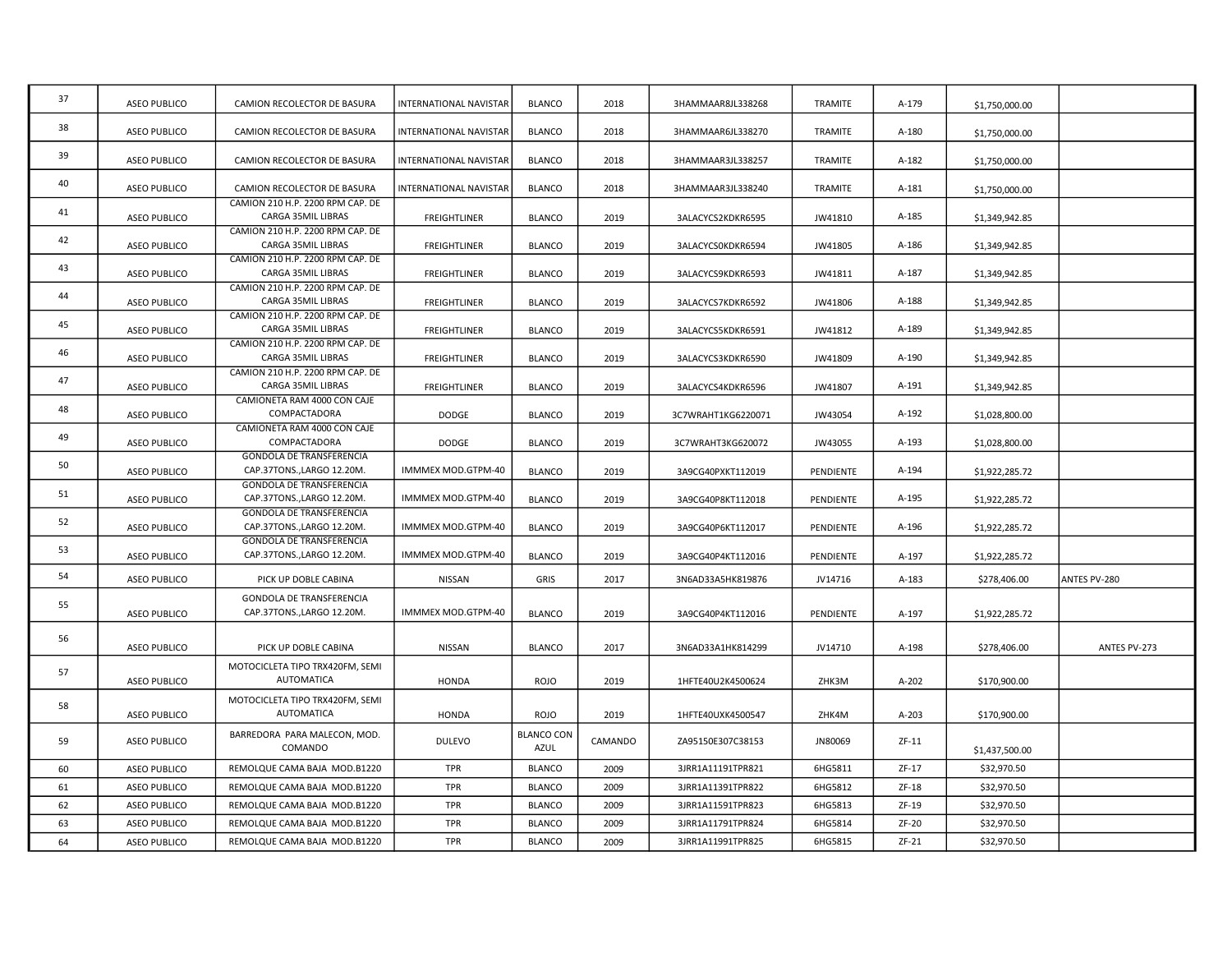| | | | | | | | | | | |
|---|---|---|---|---|---|---|---|---|---|---|
| 37 | ASEO PUBLICO | CAMION RECOLECTOR DE BASURA | INTERNATIONAL NAVISTAR | BLANCO | 2018 | 3HAMMAAR8JL338268 | TRAMITE | A-179 | $1,750,000.00 | |
| 38 | ASEO PUBLICO | CAMION RECOLECTOR DE BASURA | INTERNATIONAL NAVISTAR | BLANCO | 2018 | 3HAMMAAR6JL338270 | TRAMITE | A-180 | $1,750,000.00 | |
| 39 | ASEO PUBLICO | CAMION RECOLECTOR DE BASURA | INTERNATIONAL NAVISTAR | BLANCO | 2018 | 3HAMMAAR3JL338257 | TRAMITE | A-182 | $1,750,000.00 | |
| 40 | ASEO PUBLICO | CAMION RECOLECTOR DE BASURA | INTERNATIONAL NAVISTAR | BLANCO | 2018 | 3HAMMAAR3JL338240 | TRAMITE | A-181 | $1,750,000.00 | |
| 41 | ASEO PUBLICO | CAMION 210 H.P. 2200 RPM CAP. DE CARGA 35MIL LIBRAS | FREIGHTLINER | BLANCO | 2019 | 3ALACYCS2KDKR6595 | JW41810 | A-185 | $1,349,942.85 | |
| 42 | ASEO PUBLICO | CAMION 210 H.P. 2200 RPM CAP. DE CARGA 35MIL LIBRAS | FREIGHTLINER | BLANCO | 2019 | 3ALACYCS0KDKR6594 | JW41805 | A-186 | $1,349,942.85 | |
| 43 | ASEO PUBLICO | CAMION 210 H.P. 2200 RPM CAP. DE CARGA 35MIL LIBRAS | FREIGHTLINER | BLANCO | 2019 | 3ALACYCS9KDKR6593 | JW41811 | A-187 | $1,349,942.85 | |
| 44 | ASEO PUBLICO | CAMION 210 H.P. 2200 RPM CAP. DE CARGA 35MIL LIBRAS | FREIGHTLINER | BLANCO | 2019 | 3ALACYCS7KDKR6592 | JW41806 | A-188 | $1,349,942.85 | |
| 45 | ASEO PUBLICO | CAMION 210 H.P. 2200 RPM CAP. DE CARGA 35MIL LIBRAS | FREIGHTLINER | BLANCO | 2019 | 3ALACYCS5KDKR6591 | JW41812 | A-189 | $1,349,942.85 | |
| 46 | ASEO PUBLICO | CAMION 210 H.P. 2200 RPM CAP. DE CARGA 35MIL LIBRAS | FREIGHTLINER | BLANCO | 2019 | 3ALACYCS3KDKR6590 | JW41809 | A-190 | $1,349,942.85 | |
| 47 | ASEO PUBLICO | CAMION 210 H.P. 2200 RPM CAP. DE CARGA 35MIL LIBRAS | FREIGHTLINER | BLANCO | 2019 | 3ALACYCS4KDKR6596 | JW41807 | A-191 | $1,349,942.85 | |
| 48 | ASEO PUBLICO | CAMIONETA RAM 4000 CON CAJE COMPACTADORA | DODGE | BLANCO | 2019 | 3C7WRAHT1KG6220071 | JW43054 | A-192 | $1,028,800.00 | |
| 49 | ASEO PUBLICO | CAMIONETA RAM 4000 CON CAJE COMPACTADORA | DODGE | BLANCO | 2019 | 3C7WRAHT3KG620072 | JW43055 | A-193 | $1,028,800.00 | |
| 50 | ASEO PUBLICO | GONDOLA DE TRANSFERENCIA CAP.37TONS.,LARGO 12.20M. | IMMMEX MOD.GTPM-40 | BLANCO | 2019 | 3A9CG40PXKT112019 | PENDIENTE | A-194 | $1,922,285.72 | |
| 51 | ASEO PUBLICO | GONDOLA DE TRANSFERENCIA CAP.37TONS.,LARGO 12.20M. | IMMMEX MOD.GTPM-40 | BLANCO | 2019 | 3A9CG40P8KT112018 | PENDIENTE | A-195 | $1,922,285.72 | |
| 52 | ASEO PUBLICO | GONDOLA DE TRANSFERENCIA CAP.37TONS.,LARGO 12.20M. | IMMMEX MOD.GTPM-40 | BLANCO | 2019 | 3A9CG40P6KT112017 | PENDIENTE | A-196 | $1,922,285.72 | |
| 53 | ASEO PUBLICO | GONDOLA DE TRANSFERENCIA CAP.37TONS.,LARGO 12.20M. | IMMMEX MOD.GTPM-40 | BLANCO | 2019 | 3A9CG40P4KT112016 | PENDIENTE | A-197 | $1,922,285.72 | |
| 54 | ASEO PUBLICO | PICK UP DOBLE CABINA | NISSAN | GRIS | 2017 | 3N6AD33A5HK819876 | JV14716 | A-183 | $278,406.00 | ANTES PV-280 |
| 55 | ASEO PUBLICO | GONDOLA DE TRANSFERENCIA CAP.37TONS.,LARGO 12.20M. | IMMMEX MOD.GTPM-40 | BLANCO | 2019 | 3A9CG40P4KT112016 | PENDIENTE | A-197 | $1,922,285.72 | |
| 56 | ASEO PUBLICO | PICK UP DOBLE CABINA | NISSAN | BLANCO | 2017 | 3N6AD33A1HK814299 | JV14710 | A-198 | $278,406.00 | ANTES PV-273 |
| 57 | ASEO PUBLICO | MOTOCICLETA TIPO TRX420FM, SEMI AUTOMATICA | HONDA | ROJO | 2019 | 1HFTE40U2K4500624 | ZHK3M | A-202 | $170,900.00 | |
| 58 | ASEO PUBLICO | MOTOCICLETA TIPO TRX420FM, SEMI AUTOMATICA | HONDA | ROJO | 2019 | 1HFTE40UXK4500547 | ZHK4M | A-203 | $170,900.00 | |
| 59 | ASEO PUBLICO | BARREDORA PARA MALECON, MOD. COMANDO | DULEVO | BLANCO CON AZUL | CAMANDO | ZA95150E307C38153 | JN80069 | ZF-11 | $1,437,500.00 | |
| 60 | ASEO PUBLICO | REMOLQUE CAMA BAJA MOD.B1220 | TPR | BLANCO | 2009 | 3JRR1A11191TPR821 | 6HG5811 | ZF-17 | $32,970.50 | |
| 61 | ASEO PUBLICO | REMOLQUE CAMA BAJA MOD.B1220 | TPR | BLANCO | 2009 | 3JRR1A11391TPR822 | 6HG5812 | ZF-18 | $32,970.50 | |
| 62 | ASEO PUBLICO | REMOLQUE CAMA BAJA MOD.B1220 | TPR | BLANCO | 2009 | 3JRR1A11591TPR823 | 6HG5813 | ZF-19 | $32,970.50 | |
| 63 | ASEO PUBLICO | REMOLQUE CAMA BAJA MOD.B1220 | TPR | BLANCO | 2009 | 3JRR1A11791TPR824 | 6HG5814 | ZF-20 | $32,970.50 | |
| 64 | ASEO PUBLICO | REMOLQUE CAMA BAJA MOD.B1220 | TPR | BLANCO | 2009 | 3JRR1A11991TPR825 | 6HG5815 | ZF-21 | $32,970.50 | |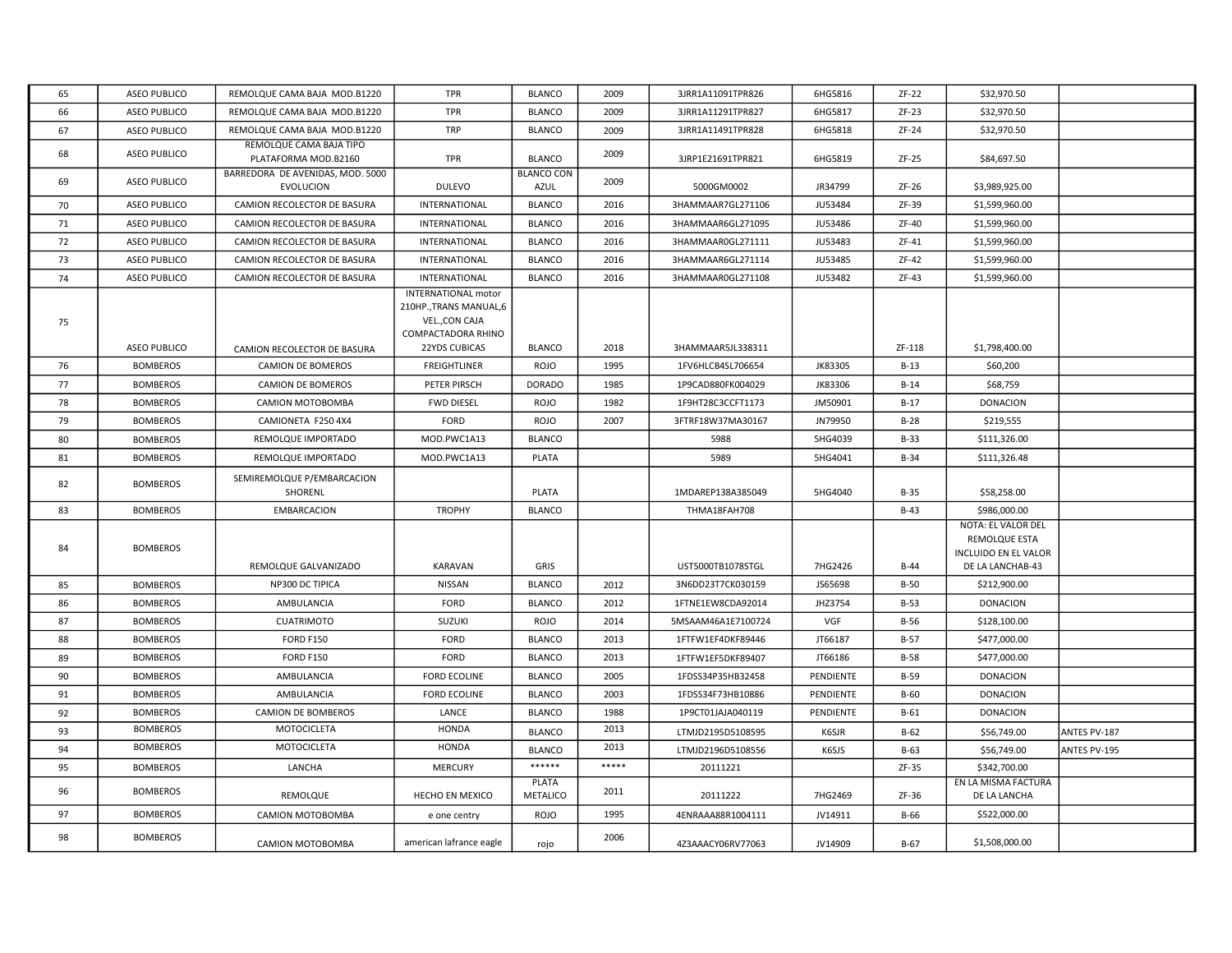| | | | | | | | | | | |
|---|---|---|---|---|---|---|---|---|---|---|
| 65 | ASEO PUBLICO | REMOLQUE CAMA BAJA MOD.B1220 | TPR | BLANCO | 2009 | 3JRR1A11091TPR826 | 6HG5816 | ZF-22 | $32,970.50 | |
| 66 | ASEO PUBLICO | REMOLQUE CAMA BAJA MOD.B1220 | TPR | BLANCO | 2009 | 3JRR1A11291TPR827 | 6HG5817 | ZF-23 | $32,970.50 | |
| 67 | ASEO PUBLICO | REMOLQUE CAMA BAJA MOD.B1220 | TRP | BLANCO | 2009 | 3JRR1A11491TPR828 | 6HG5818 | ZF-24 | $32,970.50 | |
| 68 | ASEO PUBLICO | REMOLQUE CAMA BAJA TIPO PLATAFORMA MOD.B2160 | TPR | BLANCO | 2009 | 3JRP1E21691TPR821 | 6HG5819 | ZF-25 | $84,697.50 | |
| 69 | ASEO PUBLICO | BARREDORA DE AVENIDAS, MOD. 5000 EVOLUCION | DULEVO | BLANCO CON AZUL | 2009 | 5000GM0002 | JR34799 | ZF-26 | $3,989,925.00 | |
| 70 | ASEO PUBLICO | CAMION RECOLECTOR DE BASURA | INTERNATIONAL | BLANCO | 2016 | 3HAMMAAR7GL271106 | JU53484 | ZF-39 | $1,599,960.00 | |
| 71 | ASEO PUBLICO | CAMION RECOLECTOR DE BASURA | INTERNATIONAL | BLANCO | 2016 | 3HAMMAAR6GL271095 | JU53486 | ZF-40 | $1,599,960.00 | |
| 72 | ASEO PUBLICO | CAMION RECOLECTOR DE BASURA | INTERNATIONAL | BLANCO | 2016 | 3HAMMAAR0GL271111 | JU53483 | ZF-41 | $1,599,960.00 | |
| 73 | ASEO PUBLICO | CAMION RECOLECTOR DE BASURA | INTERNATIONAL | BLANCO | 2016 | 3HAMMAAR6GL271114 | JU53485 | ZF-42 | $1,599,960.00 | |
| 74 | ASEO PUBLICO | CAMION RECOLECTOR DE BASURA | INTERNATIONAL | BLANCO | 2016 | 3HAMMAAR0GL271108 | JU53482 | ZF-43 | $1,599,960.00 | |
| 75 | ASEO PUBLICO | CAMION RECOLECTOR DE BASURA | INTERNATIONAL motor 210HP.,TRANS MANUAL,6 VEL.,CON CAJA COMPACTADORA RHINO 22YDS CUBICAS | BLANCO | 2018 | 3HAMMAAR5JL338311 | | ZF-118 | $1,798,400.00 | |
| 76 | BOMBEROS | CAMION DE BOMEROS | FREIGHTLINER | ROJO | 1995 | 1FV6HLCB4SL706654 | JK83305 | B-13 | $60,200 | |
| 77 | BOMBEROS | CAMION DE BOMEROS | PETER PIRSCH | DORADO | 1985 | 1P9CAD880FK004029 | JK83306 | B-14 | $68,759 | |
| 78 | BOMBEROS | CAMION MOTOBOMBA | FWD DIESEL | ROJO | 1982 | 1F9HT28C3CCFT1173 | JM50901 | B-17 | DONACION | |
| 79 | BOMBEROS | CAMIONETA F250 4X4 | FORD | ROJO | 2007 | 3FTRF18W37MA30167 | JN79950 | B-28 | $219,555 | |
| 80 | BOMBEROS | REMOLQUE IMPORTADO | MOD.PWC1A13 | BLANCO | | 5988 | 5HG4039 | B-33 | $111,326.00 | |
| 81 | BOMBEROS | REMOLQUE IMPORTADO | MOD.PWC1A13 | PLATA | | 5989 | 5HG4041 | B-34 | $111,326.48 | |
| 82 | BOMBEROS | SEMIREMOLQUE P/EMBARCACION SHORENL | | PLATA | | 1MDAREP138A385049 | 5HG4040 | B-35 | $58,258.00 | |
| 83 | BOMBEROS | EMBARCACION | TROPHY | BLANCO | | THMA18FAH708 | | B-43 | $986,000.00 | |
| 84 | BOMBEROS | REMOLQUE GALVANIZADO | KARAVAN | GRIS | | UST5000TB1078STGL | 7HG2426 | B-44 | NOTA: EL VALOR DEL REMOLQUE ESTA INCLUIDO EN EL VALOR DE LA LANCHAB-43 | |
| 85 | BOMBEROS | NP300 DC TIPICA | NISSAN | BLANCO | 2012 | 3N6DD23T7CK030159 | JS65698 | B-50 | $212,900.00 | |
| 86 | BOMBEROS | AMBULANCIA | FORD | BLANCO | 2012 | 1FTNE1EW8CDA92014 | JHZ3754 | B-53 | DONACION | |
| 87 | BOMBEROS | CUATRIMOTO | SUZUKI | ROJO | 2014 | 5MSAAM46A1E7100724 | VGF | B-56 | $128,100.00 | |
| 88 | BOMBEROS | FORD F150 | FORD | BLANCO | 2013 | 1FTFW1EF4DKF89446 | JT66187 | B-57 | $477,000.00 | |
| 89 | BOMBEROS | FORD F150 | FORD | BLANCO | 2013 | 1FTFW1EF5DKF89407 | JT66186 | B-58 | $477,000.00 | |
| 90 | BOMBEROS | AMBULANCIA | FORD ECOLINE | BLANCO | 2005 | 1FDSS34P35HB32458 | PENDIENTE | B-59 | DONACION | |
| 91 | BOMBEROS | AMBULANCIA | FORD ECOLINE | BLANCO | 2003 | 1FDSS34F73HB10886 | PENDIENTE | B-60 | DONACION | |
| 92 | BOMBEROS | CAMION DE BOMBEROS | LANCE | BLANCO | 1988 | 1P9CT01JAJA040119 | PENDIENTE | B-61 | DONACION | |
| 93 | BOMBEROS | MOTOCICLETA | HONDA | BLANCO | 2013 | LTMJD2195D5108595 | K6SJR | B-62 | $56,749.00 | ANTES PV-187 |
| 94 | BOMBEROS | MOTOCICLETA | HONDA | BLANCO | 2013 | LTMJD2196D5108556 | K6SJS | B-63 | $56,749.00 | ANTES PV-195 |
| 95 | BOMBEROS | LANCHA | MERCURY | ****** | ***** | 20111221 | | ZF-35 | $342,700.00 | |
| 96 | BOMBEROS | REMOLQUE | HECHO EN MEXICO | PLATA METALICO | 2011 | 20111222 | 7HG2469 | ZF-36 | EN LA MISMA FACTURA DE LA LANCHA | |
| 97 | BOMBEROS | CAMION MOTOBOMBA | e one centry | ROJO | 1995 | 4ENRAAA88R1004111 | JV14911 | B-66 | $522,000.00 | |
| 98 | BOMBEROS | CAMION MOTOBOMBA | american lafrance eagle | rojo | 2006 | 4Z3AAACY06RV77063 | JV14909 | B-67 | $1,508,000.00 | |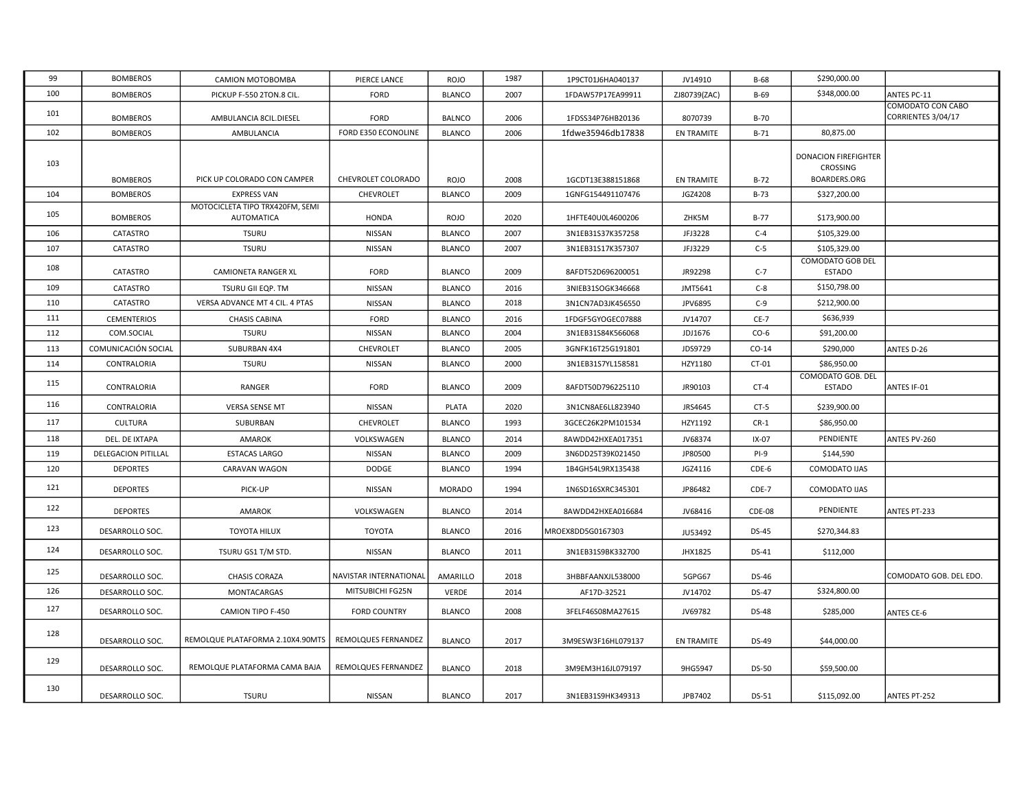| 99 | BOMBEROS | CAMION MOTOBOMBA | PIERCE LANCE | ROJO | 1987 | 1P9CT01J6HA040137 | JV14910 | B-68 | $290,000.00 | |
|---|---|---|---|---|---|---|---|---|---|---|
| 100 | BOMBEROS | PICKUP F-550 2TON.8 CIL. | FORD | BLANCO | 2007 | 1FDAW57P17EA99911 | ZJ80739(ZAC) | B-69 | $348,000.00 | ANTES PC-11 |
| 101 | BOMBEROS | AMBULANCIA 8CIL.DIESEL | FORD | BALNCO | 2006 | 1FDSS34P76HB20136 | 8070739 | B-70 | | COMODATO CON CABO CORRIENTES 3/04/17 |
| 102 | BOMBEROS | AMBULANCIA | FORD E350 ECONOLINE | BLANCO | 2006 | 1fdwe35946db17838 | EN TRAMITE | B-71 | 80,875.00 | |
| 103 | BOMBEROS | PICK UP COLORADO CON CAMPER | CHEVROLET COLORADO | ROJO | 2008 | 1GCDT13E388151868 | EN TRAMITE | B-72 | DONACION FIREFIGHTER CROSSING BOARDERS.ORG | |
| 104 | BOMBEROS | EXPRESS VAN | CHEVROLET | BLANCO | 2009 | 1GNFG154491107476 | JGZ4208 | B-73 | $327,200.00 | |
| 105 | BOMBEROS | MOTOCICLETA TIPO TRX420FM, SEMI AUTOMATICA | HONDA | ROJO | 2020 | 1HFTE40U0L4600206 | ZHK5M | B-77 | $173,900.00 | |
| 106 | CATASTRO | TSURU | NISSAN | BLANCO | 2007 | 3N1EB31S37K357258 | JFJ3228 | C-4 | $105,329.00 | |
| 107 | CATASTRO | TSURU | NISSAN | BLANCO | 2007 | 3N1EB31S17K357307 | JFJ3229 | C-5 | $105,329.00 | |
| 108 | CATASTRO | CAMIONETA RANGER XL | FORD | BLANCO | 2009 | 8AFDT52D696200051 | JR92298 | C-7 | COMODATO GOB DEL ESTADO | |
| 109 | CATASTRO | TSURU GII EQP. TM | NISSAN | BLANCO | 2016 | 3NIEB31SOGK346668 | JMT5641 | C-8 | $150,798.00 | |
| 110 | CATASTRO | VERSA ADVANCE MT 4 CIL. 4 PTAS | NISSAN | BLANCO | 2018 | 3N1CN7AD3JK456550 | JPV6895 | C-9 | $212,900.00 | |
| 111 | CEMENTERIOS | CHASIS CABINA | FORD | BLANCO | 2016 | 1FDGF5GYOGEC07888 | JV14707 | CE-7 | $636,939 | |
| 112 | COM.SOCIAL | TSURU | NISSAN | BLANCO | 2004 | 3N1EB31S84K566068 | JDJ1676 | CO-6 | $91,200.00 | |
| 113 | COMUNICACIÓN SOCIAL | SUBURBAN 4X4 | CHEVROLET | BLANCO | 2005 | 3GNFK16T25G191801 | JDS9729 | CO-14 | $290,000 | ANTES D-26 |
| 114 | CONTRALORIA | TSURU | NISSAN | BLANCO | 2000 | 3N1EB31S7YL158581 | HZY1180 | CT-01 | $86,950.00 | |
| 115 | CONTRALORIA | RANGER | FORD | BLANCO | 2009 | 8AFDT50D796225110 | JR90103 | CT-4 | COMODATO GOB. DEL ESTADO | ANTES IF-01 |
| 116 | CONTRALORIA | VERSA SENSE MT | NISSAN | PLATA | 2020 | 3N1CN8AE6LL823940 | JRS4645 | CT-5 | $239,900.00 | |
| 117 | CULTURA | SUBURBAN | CHEVROLET | BLANCO | 1993 | 3GCEC26K2PM101534 | HZY1192 | CR-1 | $86,950.00 | |
| 118 | DEL. DE IXTAPA | AMAROK | VOLKSWAGEN | BLANCO | 2014 | 8AWDD42HXEA017351 | JV68374 | IX-07 | PENDIENTE | ANTES PV-260 |
| 119 | DELEGACION PITILLAL | ESTACAS LARGO | NISSAN | BLANCO | 2009 | 3N6DD25T39K021450 | JP80500 | PI-9 | $144,590 | |
| 120 | DEPORTES | CARAVAN WAGON | DODGE | BLANCO | 1994 | 1B4GH54L9RX135438 | JGZ4116 | CDE-6 | COMODATO IJAS | |
| 121 | DEPORTES | PICK-UP | NISSAN | MORADO | 1994 | 1N6SD16SXRC345301 | JP86482 | CDE-7 | COMODATO IJAS | |
| 122 | DEPORTES | AMAROK | VOLKSWAGEN | BLANCO | 2014 | 8AWDD42HXEA016684 | JV68416 | CDE-08 | PENDIENTE | ANTES PT-233 |
| 123 | DESARROLLO SOC. | TOYOTA HILUX | TOYOTA | BLANCO | 2016 | MROEX8DD5G0167303 | JU53492 | DS-45 | $270,344.83 | |
| 124 | DESARROLLO SOC. | TSURU GS1 T/M STD. | NISSAN | BLANCO | 2011 | 3N1EB31S9BK332700 | JHX1825 | DS-41 | $112,000 | |
| 125 | DESARROLLO SOC. | CHASIS CORAZA | NAVISTAR INTERNATIONAL | AMARILLO | 2018 | 3HBBFAANXJL538000 | 5GPG67 | DS-46 | | COMODATO GOB. DEL EDO. |
| 126 | DESARROLLO SOC. | MONTACARGAS | MITSUBICHI FG25N | VERDE | 2014 | AF17D-32521 | JV14702 | DS-47 | $324,800.00 | |
| 127 | DESARROLLO SOC. | CAMION TIPO F-450 | FORD COUNTRY | BLANCO | 2008 | 3FELF46S08MA27615 | JV69782 | DS-48 | $285,000 | ANTES CE-6 |
| 128 | DESARROLLO SOC. | REMOLQUE PLATAFORMA 2.10X4.90MTS | REMOLQUES FERNANDEZ | BLANCO | 2017 | 3M9ESW3F16HL079137 | EN TRAMITE | DS-49 | $44,000.00 | |
| 129 | DESARROLLO SOC. | REMOLQUE PLATAFORMA CAMA BAJA | REMOLQUES FERNANDEZ | BLANCO | 2018 | 3M9EM3H16JL079197 | 9HG5947 | DS-50 | $59,500.00 | |
| 130 | DESARROLLO SOC. | TSURU | NISSAN | BLANCO | 2017 | 3N1EB31S9HK349313 | JPB7402 | DS-51 | $115,092.00 | ANTES PT-252 |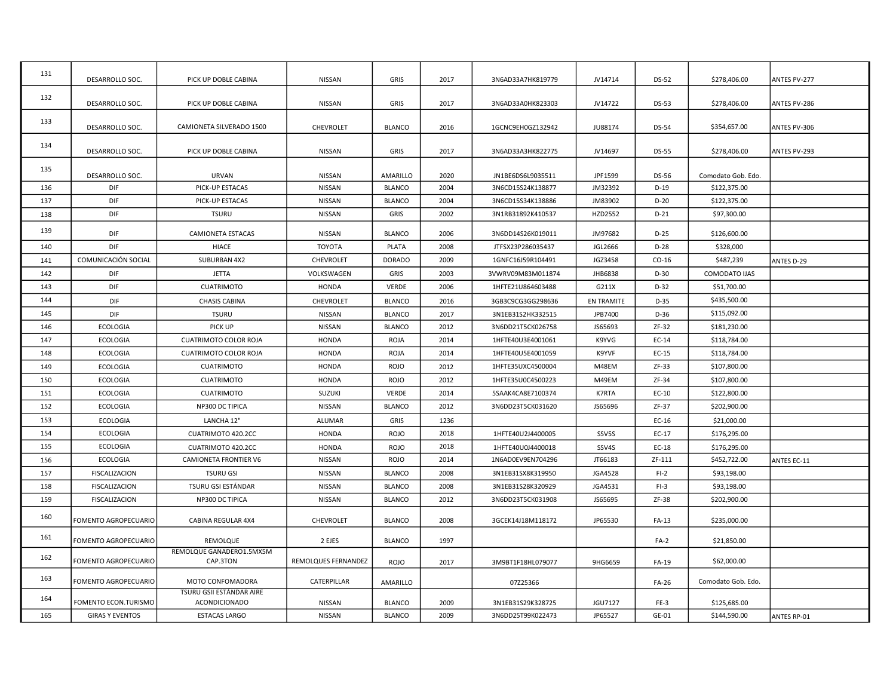| 131 | DESARROLLO SOC. | PICK UP DOBLE CABINA | NISSAN | GRIS | 2017 | 3N6AD33A7HK819779 | JV14714 | DS-52 | $278,406.00 | ANTES PV-277 |
|---|---|---|---|---|---|---|---|---|---|---|
| 132 | DESARROLLO SOC. | PICK UP DOBLE CABINA | NISSAN | GRIS | 2017 | 3N6AD33A0HK823303 | JV14722 | DS-53 | $278,406.00 | ANTES PV-286 |
| 133 | DESARROLLO SOC. | CAMIONETA SILVERADO 1500 | CHEVROLET | BLANCO | 2016 | 1GCNC9EH0GZ132942 | JU88174 | DS-54 | $354,657.00 | ANTES PV-306 |
| 134 | DESARROLLO SOC. | PICK UP DOBLE CABINA | NISSAN | GRIS | 2017 | 3N6AD33A3HK822775 | JV14697 | DS-55 | $278,406.00 | ANTES PV-293 |
| 135 | DESARROLLO SOC. | URVAN | NISSAN | AMARILLO | 2020 | JN1BE6DS6L9035511 | JPF1599 | DS-56 | Comodato Gob. Edo. | |
| 136 | DIF | PICK-UP ESTACAS | NISSAN | BLANCO | 2004 | 3N6CD15S24K138877 | JM32392 | D-19 | $122,375.00 | |
| 137 | DIF | PICK-UP ESTACAS | NISSAN | BLANCO | 2004 | 3N6CD15S34K138886 | JM83902 | D-20 | $122,375.00 | |
| 138 | DIF | TSURU | NISSAN | GRIS | 2002 | 3N1RB31892K410537 | HZD2552 | D-21 | $97,300.00 | |
| 139 | DIF | CAMIONETA ESTACAS | NISSAN | BLANCO | 2006 | 3N6DD14S26K019011 | JM97682 | D-25 | $126,600.00 | |
| 140 | DIF | HIACE | TOYOTA | PLATA | 2008 | JTFSX23P286035437 | JGL2666 | D-28 | $328,000 | |
| 141 | COMUNICACIÓN SOCIAL | SUBURBAN 4X2 | CHEVROLET | DORADO | 2009 | 1GNFC16J59R104491 | JGZ3458 | CO-16 | $487,239 | ANTES D-29 |
| 142 | DIF | JETTA | VOLKSWAGEN | GRIS | 2003 | 3VWRV09M83M011874 | JHB6838 | D-30 | COMODATO IJAS | |
| 143 | DIF | CUATRIMOTO | HONDA | VERDE | 2006 | 1HFTE21U864603488 | G211X | D-32 | $51,700.00 | |
| 144 | DIF | CHASIS CABINA | CHEVROLET | BLANCO | 2016 | 3GB3C9CG3GG298636 | EN TRAMITE | D-35 | $435,500.00 | |
| 145 | DIF | TSURU | NISSAN | BLANCO | 2017 | 3N1EB31S2HK332515 | JPB7400 | D-36 | $115,092.00 | |
| 146 | ECOLOGIA | PICK UP | NISSAN | BLANCO | 2012 | 3N6DD21T5CK026758 | JS65693 | ZF-32 | $181,230.00 | |
| 147 | ECOLOGIA | CUATRIMOTO COLOR ROJA | HONDA | ROJA | 2014 | 1HFTE40U3E4001061 | K9YVG | EC-14 | $118,784.00 | |
| 148 | ECOLOGIA | CUATRIMOTO COLOR ROJA | HONDA | ROJA | 2014 | 1HFTE40U5E4001059 | K9YVF | EC-15 | $118,784.00 | |
| 149 | ECOLOGIA | CUATRIMOTO | HONDA | ROJO | 2012 | 1HFTE35UXC4500004 | M48EM | ZF-33 | $107,800.00 | |
| 150 | ECOLOGIA | CUATRIMOTO | HONDA | ROJO | 2012 | 1HFTE35U0C4500223 | M49EM | ZF-34 | $107,800.00 | |
| 151 | ECOLOGIA | CUATRIMOTO | SUZUKI | VERDE | 2014 | 5SAAK4CA8E7100374 | K7RTA | EC-10 | $122,800.00 | |
| 152 | ECOLOGIA | NP300 DC TIPICA | NISSAN | BLANCO | 2012 | 3N6DD23T5CK031620 | JS65696 | ZF-37 | $202,900.00 | |
| 153 | ECOLOGIA | LANCHA 12" | ALUMAR | GRIS | 1236 | | | EC-16 | $21,000.00 | |
| 154 | ECOLOGIA | CUATRIMOTO 420.2CC | HONDA | ROJO | 2018 | 1HFTE40U2J4400005 | SSV5S | EC-17 | $176,295.00 | |
| 155 | ECOLOGIA | CUATRIMOTO 420.2CC | HONDA | ROJO | 2018 | 1HFTE40U0J4400018 | SSV4S | EC-18 | $176,295.00 | |
| 156 | ECOLOGIA | CAMIONETA FRONTIER V6 | NISSAN | ROJO | 2014 | 1N6AD0EV9EN704296 | JT66183 | ZF-111 | $452,722.00 | ANTES EC-11 |
| 157 | FISCALIZACION | TSURU GSI | NISSAN | BLANCO | 2008 | 3N1EB31SX8K319950 | JGA4528 | FI-2 | $93,198.00 | |
| 158 | FISCALIZACION | TSURU GSI ESTÁNDAR | NISSAN | BLANCO | 2008 | 3N1EB31S28K320929 | JGA4531 | FI-3 | $93,198.00 | |
| 159 | FISCALIZACION | NP300 DC TIPICA | NISSAN | BLANCO | 2012 | 3N6DD23T5CK031908 | JS65695 | ZF-38 | $202,900.00 | |
| 160 | FOMENTO AGROPECUARIO | CABINA REGULAR 4X4 | CHEVROLET | BLANCO | 2008 | 3GCEK14J18M118172 | JP65530 | FA-13 | $235,000.00 | |
| 161 | FOMENTO AGROPECUARIO | REMOLQUE | 2 EJES | BLANCO | 1997 | | | FA-2 | $21,850.00 | |
| 162 | FOMENTO AGROPECUARIO | REMOLQUE GANADERO1.5MX5M CAP.3TON | REMOLQUES FERNANDEZ | ROJO | 2017 | 3M9BT1F18HL079077 | 9HG6659 | FA-19 | $62,000.00 | |
| 163 | FOMENTO AGROPECUARIO | MOTO CONFOMADORA | CATERPILLAR | AMARILLO | | 07Z25366 | | FA-26 | Comodato Gob. Edo. | |
| 164 | FOMENTO ECON.TURISMO | TSURU GSII ESTÁNDAR AIRE ACONDICIONADO | NISSAN | BLANCO | 2009 | 3N1EB31S29K328725 | JGU7127 | FE-3 | $125,685.00 | |
| 165 | GIRAS Y EVENTOS | ESTACAS LARGO | NISSAN | BLANCO | 2009 | 3N6DD25T99K022473 | JP65527 | GE-01 | $144,590.00 | ANTES RP-01 |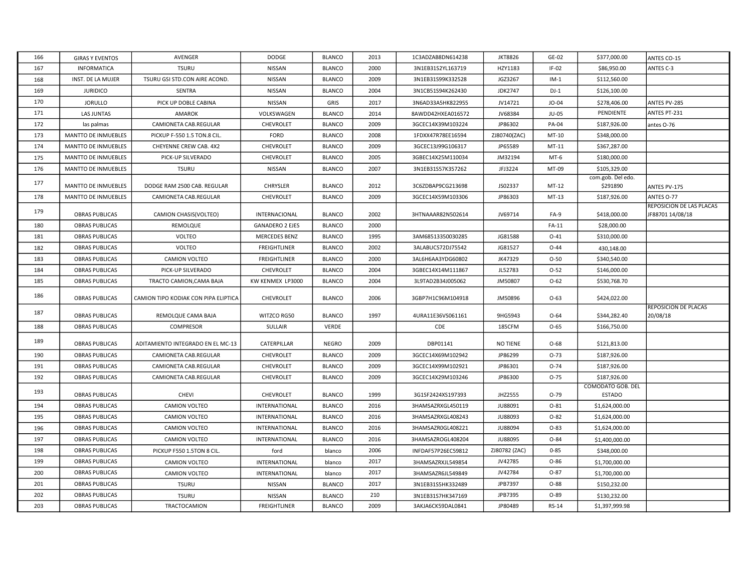| 166 | GIRAS Y EVENTOS | AVENGER | DODGE | BLANCO | 2013 | 1C3ADZAB8DN614238 | JKT8826 | GE-02 | $377,000.00 | ANTES CO-15 |
|---|---|---|---|---|---|---|---|---|---|---|
| 167 | INFORMATICA | TSURU | NISSAN | BLANCO | 2000 | 3N1EB31S2YL163719 | HZY1183 | IF-02 | $86,950.00 | ANTES C-3 |
| 168 | INST. DE LA MUJER | TSURU GSI STD.CON AIRE ACOND. | NISSAN | BLANCO | 2009 | 3N1EB31S99K332528 | JGZ3267 | IM-1 | $112,560.00 | |
| 169 | JURIDICO | SENTRA | NISSAN | BLANCO | 2004 | 3N1CB51S94K262430 | JDK2747 | DJ-1 | $126,100.00 | |
| 170 | JORULLO | PICK UP DOBLE CABINA | NISSAN | GRIS | 2017 | 3N6AD33A5HK822955 | JV14721 | JO-04 | $278,406.00 | ANTES PV-285 |
| 171 | LAS JUNTAS | AMAROK | VOLKSWAGEN | BLANCO | 2014 | 8AWDD42HXEA016572 | JV68384 | JU-05 | PENDIENTE | ANTES PT-231 |
| 172 | las palmas | CAMIONETA CAB.REGULAR | CHEVROLET | BLANCO | 2009 | 3GCEC14X39M103224 | JP86302 | PA-04 | $187,926.00 | antes O-76 |
| 173 | MANTTO DE INMUEBLES | PICKUP F-550 1.5 TON.8 CIL. | FORD | BLANCO | 2008 | 1FDXX47R78EE16594 | ZJ80740(ZAC) | MT-10 | $348,000.00 | |
| 174 | MANTTO DE INMUEBLES | CHEYENNE CREW CAB. 4X2 | CHEVROLET | BLANCO | 2009 | 3GCEC13J99G106317 | JP65589 | MT-11 | $367,287.00 | |
| 175 | MANTTO DE INMUEBLES | PICK-UP SILVERADO | CHEVROLET | BLANCO | 2005 | 3GBEC14X25M110034 | JM32194 | MT-6 | $180,000.00 | |
| 176 | MANTTO DE INMUEBLES | TSURU | NISSAN | BLANCO | 2007 | 3N1EB31S57K357262 | JFJ3224 | MT-09 | $105,329.00 | |
| 177 | MANTTO DE INMUEBLES | DODGE RAM 2500 CAB. REGULAR | CHRYSLER | BLANCO | 2012 | 3C6ZDBAP9CG213698 | JS02337 | MT-12 | com.gob. Del edo. $291890 | ANTES PV-175 |
| 178 | MANTTO DE INMUEBLES | CAMIONETA CAB.REGULAR | CHEVROLET | BLANCO | 2009 | 3GCEC14X59M103306 | JP86303 | MT-13 | $187,926.00 | ANTES O-77 |
| 179 | OBRAS PUBLICAS | CAMION CHASIS(VOLTEO) | INTERNACIONAL | BLANCO | 2002 | 3HTNAAAR82N502614 | JV69714 | FA-9 | $418,000.00 | REPOSICION DE LAS PLACAS JF88701 14/08/18 |
| 180 | OBRAS PUBLICAS | REMOLQUE | GANADERO 2 EJES | BLANCO | 2000 | | | FA-11 | $28,000.00 | |
| 181 | OBRAS PUBLICAS | VOLTEO | MERCEDES BENZ | BLANCO | 1995 | 3AM68513350030285 | JG81588 | O-41 | $310,000.00 | |
| 182 | OBRAS PUBLICAS | VOLTEO | FREIGHTLINER | BLANCO | 2002 | 3ALABUCS72DJ75542 | JG81527 | O-44 | 430,148.00 | |
| 183 | OBRAS PUBLICAS | CAMION VOLTEO | FREIGHTLINER | BLANCO | 2000 | 3AL6H6AA3YDG60802 | JK47329 | O-50 | $340,540.00 | |
| 184 | OBRAS PUBLICAS | PICK-UP SILVERADO | CHEVROLET | BLANCO | 2004 | 3GBEC14X14M111867 | JL52783 | O-52 | $146,000.00 | |
| 185 | OBRAS PUBLICAS | TRACTO CAMION,CAMA BAJA | KW KENMEX LP3000 | BLANCO | 2004 | 3L9TAD2B34J005062 | JM50807 | O-62 | $530,768.70 | |
| 186 | OBRAS PUBLICAS | CAMION TIPO KODIAK CON PIPA ELIPTICA | CHEVROLET | BLANCO | 2006 | 3GBP7H1C96M104918 | JM50896 | O-63 | $424,022.00 | |
| 187 | OBRAS PUBLICAS | REMOLQUE CAMA BAJA | WITZCO RG50 | BLANCO | 1997 | 4URA11E36VS061161 | 9HG5943 | O-64 | $344,282.40 | REPOSICION DE PLACAS 20/08/18 |
| 188 | OBRAS PUBLICAS | COMPRESOR | SULLAIR | VERDE | | CDE | 185CFM | O-65 | $166,750.00 | |
| 189 | OBRAS PUBLICAS | ADITAMIENTO INTEGRADO EN EL MC-13 | CATERPILLAR | NEGRO | 2009 | DBP01141 | NO TIENE | O-68 | $121,813.00 | |
| 190 | OBRAS PUBLICAS | CAMIONETA CAB.REGULAR | CHEVROLET | BLANCO | 2009 | 3GCEC14X69M102942 | JP86299 | O-73 | $187,926.00 | |
| 191 | OBRAS PUBLICAS | CAMIONETA CAB.REGULAR | CHEVROLET | BLANCO | 2009 | 3GCEC14X99M102921 | JP86301 | O-74 | $187,926.00 | |
| 192 | OBRAS PUBLICAS | CAMIONETA CAB.REGULAR | CHEVROLET | BLANCO | 2009 | 3GCEC14X29M103246 | JP86300 | O-75 | $187,926.00 | |
| 193 | OBRAS PUBLICAS | CHEVI | CHEVROLET | BLANCO | 1999 | 3G1SF2424XS197393 | JHZ2555 | O-79 | COMODATO GOB. DEL ESTADO | |
| 194 | OBRAS PUBLICAS | CAMION VOLTEO | INTERNATIONAL | BLANCO | 2016 | 3HAMSAZRXGL450119 | JU88091 | O-81 | $1,624,000.00 | |
| 195 | OBRAS PUBLICAS | CAMION VOLTEO | INTERNATIONAL | BLANCO | 2016 | 3HAMSAZRXGL408243 | JU88093 | O-82 | $1,624,000.00 | |
| 196 | OBRAS PUBLICAS | CAMION VOLTEO | INTERNATIONAL | BLANCO | 2016 | 3HAMSAZR0GL408221 | JU88094 | O-83 | $1,624,000.00 | |
| 197 | OBRAS PUBLICAS | CAMION VOLTEO | INTERNATIONAL | BLANCO | 2016 | 3HAMSAZROGL408204 | JU88095 | O-84 | $1,400,000.00 | |
| 198 | OBRAS PUBLICAS | PICKUP F550 1.5TON 8 CIL. | ford | blanco | 2006 | INFDAF57P26EC59812 | ZJ80782 (ZAC) | 0-85 | $348,000.00 | |
| 199 | OBRAS PUBLICAS | CAMION VOLTEO | INTERNATIONAL | blanco | 2017 | 3HAMSAZRXJL549854 | JV42785 | O-86 | $1,700,000.00 | |
| 200 | OBRAS PUBLICAS | CAMION VOLTEO | INTERNATIONAL | blanco | 2017 | 3HAMSAZR6JL549849 | JV42784 | O-87 | $1,700,000.00 | |
| 201 | OBRAS PUBLICAS | TSURU | NISSAN | BLANCO | 2017 | 3N1EB31S5HK332489 | JPB7397 | O-88 | $150,232.00 | |
| 202 | OBRAS PUBLICAS | TSURU | NISSAN | BLANCO | 210 | 3N1EB31S7HK347169 | JPB7395 | O-89 | $130,232.00 | |
| 203 | OBRAS PUBLICAS | TRACTOCAMION | FREIGHTLINER | BLANCO | 2009 | 3AKJA6CK59DAL0841 | JP80489 | RS-14 | $1,397,999.98 | |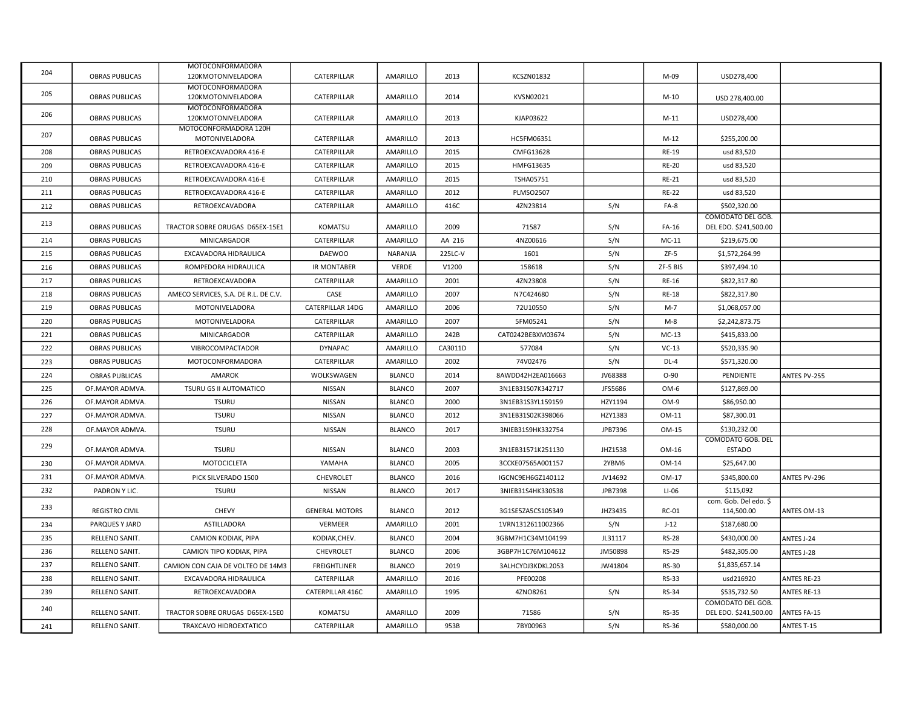| | | | | | | | | | | |
|---|---|---|---|---|---|---|---|---|---|---|
| 204 | OBRAS PUBLICAS | MOTOCONFORMADORA 120KMOTONIVELADORA | CATERPILLAR | AMARILLO | 2013 | KCSZN01832 | | M-09 | USD278,400 | |
| 205 | OBRAS PUBLICAS | MOTOCONFORMADORA 120KMOTONIVELADORA | CATERPILLAR | AMARILLO | 2014 | KVSN02021 | | M-10 | USD 278,400.00 | |
| 206 | OBRAS PUBLICAS | MOTOCONFORMADORA 120KMOTONIVELADORA | CATERPILLAR | AMARILLO | 2013 | KJAP03622 | | M-11 | USD278,400 | |
| 207 | OBRAS PUBLICAS | MOTOCONFORMADORA 120H MOTONIVELADORA | CATERPILLAR | AMARILLO | 2013 | HC5FM06351 | | M-12 | $255,200.00 | |
| 208 | OBRAS PUBLICAS | RETROEXCAVADORA 416-E | CATERPILLAR | AMARILLO | 2015 | CMFG13628 | | RE-19 | usd 83,520 | |
| 209 | OBRAS PUBLICAS | RETROEXCAVADORA 416-E | CATERPILLAR | AMARILLO | 2015 | HMFG13635 | | RE-20 | usd 83,520 | |
| 210 | OBRAS PUBLICAS | RETROEXCAVADORA 416-E | CATERPILLAR | AMARILLO | 2015 | TSHA05751 | | RE-21 | usd 83,520 | |
| 211 | OBRAS PUBLICAS | RETROEXCAVADORA 416-E | CATERPILLAR | AMARILLO | 2012 | PLMSO2507 | | RE-22 | usd 83,520 | |
| 212 | OBRAS PUBLICAS | RETROEXCAVADORA | CATERPILLAR | AMARILLO | 416C | 4ZN23814 | S/N | FA-8 | $502,320.00 | |
| 213 | OBRAS PUBLICAS | TRACTOR SOBRE ORUGAS D65EX-15E1 | KOMATSU | AMARILLO | 2009 | 71587 | S/N | FA-16 | COMODATO DEL GOB. DEL EDO. $241,500.00 | |
| 214 | OBRAS PUBLICAS | MINICARGADOR | CATERPILLAR | AMARILLO | AA 216 | 4NZ00616 | S/N | MC-11 | $219,675.00 | |
| 215 | OBRAS PUBLICAS | EXCAVADORA HIDRAULICA | DAEWOO | NARANJA | 225LC-V | 1601 | S/N | ZF-5 | $1,572,264.99 | |
| 216 | OBRAS PUBLICAS | ROMPEDORA HIDRAULICA | IR MONTABER | VERDE | V1200 | 158618 | S/N | ZF-5 BIS | $397,494.10 | |
| 217 | OBRAS PUBLICAS | RETROEXCAVADORA | CATERPILLAR | AMARILLO | 2001 | 4ZN23808 | S/N | RE-16 | $822,317.80 | |
| 218 | OBRAS PUBLICAS | AMECO SERVICES, S.A. DE R.L. DE C.V. | CASE | AMARILLO | 2007 | N7C424680 | S/N | RE-18 | $822,317.80 | |
| 219 | OBRAS PUBLICAS | MOTONIVELADORA | CATERPILLAR 14DG | AMARILLO | 2006 | 72U10550 | S/N | M-7 | $1,068,057.00 | |
| 220 | OBRAS PUBLICAS | MOTONIVELADORA | CATERPILLAR | AMARILLO | 2007 | 5FM05241 | S/N | M-8 | $2,242,873.75 | |
| 221 | OBRAS PUBLICAS | MINICARGADOR | CATERPILLAR | AMARILLO | 242B | CAT0242BEBXM03674 | S/N | MC-13 | $415,833.00 | |
| 222 | OBRAS PUBLICAS | VIBROCOMPACTADOR | DYNAPAC | AMARILLO | CA3011D | 577084 | S/N | VC-13 | $520,335.90 | |
| 223 | OBRAS PUBLICAS | MOTOCONFORMADORA | CATERPILLAR | AMARILLO | 2002 | 74V02476 | S/N | DL-4 | $571,320.00 | |
| 224 | OBRAS PUBLICAS | AMAROK | WOLKSWAGEN | BLANCO | 2014 | 8AWDD42H2EA016663 | JV68388 | O-90 | PENDIENTE | ANTES PV-255 |
| 225 | OF.MAYOR ADMVA. | TSURU GS II AUTOMATICO | NISSAN | BLANCO | 2007 | 3N1EB31S07K342717 | JFS5686 | OM-6 | $127,869.00 | |
| 226 | OF.MAYOR ADMVA. | TSURU | NISSAN | BLANCO | 2000 | 3N1EB31S3YL159159 | HZY1194 | OM-9 | $86,950.00 | |
| 227 | OF.MAYOR ADMVA. | TSURU | NISSAN | BLANCO | 2012 | 3N1EB31S02K398066 | HZY1383 | OM-11 | $87,300.01 | |
| 228 | OF.MAYOR ADMVA. | TSURU | NISSAN | BLANCO | 2017 | 3NIEB31S9HK332754 | JPB7396 | OM-15 | $130,232.00 | |
| 229 | OF.MAYOR ADMVA. | TSURU | NISSAN | BLANCO | 2003 | 3N1EB31571K251130 | JHZ1538 | OM-16 | COMODATO GOB. DEL ESTADO | |
| 230 | OF.MAYOR ADMVA. | MOTOCICLETA | YAMAHA | BLANCO | 2005 | 3CCKE07565A001157 | 2YBM6 | OM-14 | $25,647.00 | |
| 231 | OF.MAYOR ADMVA. | PICK SILVERADO 1500 | CHEVROLET | BLANCO | 2016 | IGCNC9EH6GZ140112 | JV14692 | OM-17 | $345,800.00 | ANTES PV-296 |
| 232 | PADRON Y LIC. | TSURU | NISSAN | BLANCO | 2017 | 3NIEB31S4HK330538 | JPB7398 | LI-06 | $115,092 | |
| 233 | REGISTRO CIVIL | CHEVY | GENERAL MOTORS | BLANCO | 2012 | 3G1SE5ZA5CS105349 | JHZ3435 | RC-01 | com. Gob. Del edo. $ 114,500.00 | ANTES OM-13 |
| 234 | PARQUES Y JARD | ASTILLADORA | VERMEER | AMARILLO | 2001 | 1VRN1312611002366 | S/N | J-12 | $187,680.00 | |
| 235 | RELLENO SANIT. | CAMION KODIAK, PIPA | KODIAK,CHEV. | BLANCO | 2004 | 3GBM7H1C34M104199 | JL31117 | RS-28 | $430,000.00 | ANTES J-24 |
| 236 | RELLENO SANIT. | CAMION TIPO KODIAK, PIPA | CHEVROLET | BLANCO | 2006 | 3GBP7H1C76M104612 | JM50898 | RS-29 | $482,305.00 | ANTES J-28 |
| 237 | RELLENO SANIT. | CAMION CON CAJA DE VOLTEO DE 14M3 | FREIGHTLINER | BLANCO | 2019 | 3ALHCYDJ3KDKL2053 | JW41804 | RS-30 | $1,835,657.14 | |
| 238 | RELLENO SANIT. | EXCAVADORA HIDRAULICA | CATERPILLAR | AMARILLO | 2016 | PFE00208 | | RS-33 | usd216920 | ANTES RE-23 |
| 239 | RELLENO SANIT. | RETROEXCAVADORA | CATERPILLAR 416C | AMARILLO | 1995 | 4ZNO8261 | S/N | RS-34 | $535,732.50 | ANTES RE-13 |
| 240 | RELLENO SANIT. | TRACTOR SOBRE ORUGAS D65EX-15E0 | KOMATSU | AMARILLO | 2009 | 71586 | S/N | RS-35 | COMODATO DEL GOB. DEL EDO. $241,500.00 | ANTES FA-15 |
| 241 | RELLENO SANIT. | TRAXCAVO HIDROEXTATICO | CATERPILLAR | AMARILLO | 953B | 7BY00963 | S/N | RS-36 | $580,000.00 | ANTES T-15 |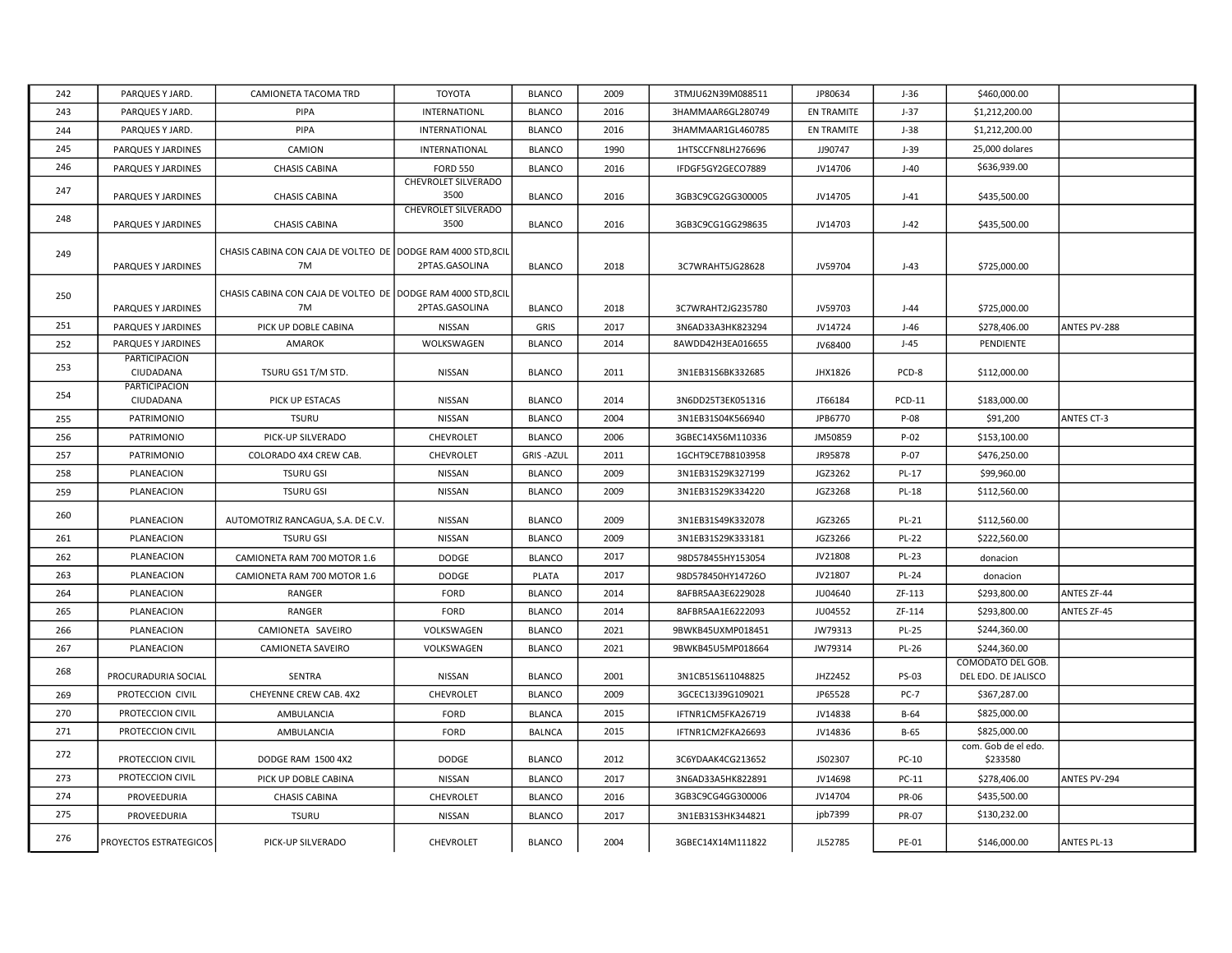| 242 | PARQUES Y JARD. | CAMIONETA TACOMA TRD | TOYOTA | BLANCO | 2009 | 3TMJU62N39M088511 | JP80634 | J-36 | $460,000.00 | |
|---|---|---|---|---|---|---|---|---|---|---|
| 243 | PARQUES Y JARD. | PIPA | INTERNATIONL | BLANCO | 2016 | 3HAMMAAR6GL280749 | EN TRAMITE | J-37 | $1,212,200.00 | |
| 244 | PARQUES Y JARD. | PIPA | INTERNATIONAL | BLANCO | 2016 | 3HAMMAAR1GL460785 | EN TRAMITE | J-38 | $1,212,200.00 | |
| 245 | PARQUES Y JARDINES | CAMION | INTERNATIONAL | BLANCO | 1990 | 1HTSCCFN8LH276696 | JJ90747 | J-39 | 25,000 dolares | |
| 246 | PARQUES Y JARDINES | CHASIS CABINA | FORD 550 | BLANCO | 2016 | IFDGF5GY2GECO7889 | JV14706 | J-40 | $636,939.00 | |
| 247 | PARQUES Y JARDINES | CHASIS CABINA | CHEVROLET SILVERADO 3500 | BLANCO | 2016 | 3GB3C9CG2GG300005 | JV14705 | J-41 | $435,500.00 | |
| 248 | PARQUES Y JARDINES | CHASIS CABINA | CHEVROLET SILVERADO 3500 | BLANCO | 2016 | 3GB3C9CG1GG298635 | JV14703 | J-42 | $435,500.00 | |
| 249 | PARQUES Y JARDINES | CHASIS CABINA CON CAJA DE VOLTEO DE 7M | DODGE RAM 4000 STD,8CIL 2PTAS.GASOLINA | BLANCO | 2018 | 3C7WRAHT5JG28628 | JV59704 | J-43 | $725,000.00 | |
| 250 | PARQUES Y JARDINES | CHASIS CABINA CON CAJA DE VOLTEO DE 7M | DODGE RAM 4000 STD,8CIL 2PTAS.GASOLINA | BLANCO | 2018 | 3C7WRAHT2JG235780 | JV59703 | J-44 | $725,000.00 | |
| 251 | PARQUES Y JARDINES | PICK UP DOBLE CABINA | NISSAN | GRIS | 2017 | 3N6AD33A3HK823294 | JV14724 | J-46 | $278,406.00 | ANTES PV-288 |
| 252 | PARQUES Y JARDINES | AMAROK | WOLKSWAGEN | BLANCO | 2014 | 8AWDD42H3EA016655 | JV68400 | J-45 | PENDIENTE | |
| 253 | PARTICIPACION CIUDADANA | TSURU GS1 T/M STD. | NISSAN | BLANCO | 2011 | 3N1EB31S6BK332685 | JHX1826 | PCD-8 | $112,000.00 | |
| 254 | PARTICIPACION CIUDADANA | PICK UP ESTACAS | NISSAN | BLANCO | 2014 | 3N6DD25T3EK051316 | JT66184 | PCD-11 | $183,000.00 | |
| 255 | PATRIMONIO | TSURU | NISSAN | BLANCO | 2004 | 3N1EB31S04K566940 | JPB6770 | P-08 | $91,200 | ANTES CT-3 |
| 256 | PATRIMONIO | PICK-UP SILVERADO | CHEVROLET | BLANCO | 2006 | 3GBEC14X56M110336 | JM50859 | P-02 | $153,100.00 | |
| 257 | PATRIMONIO | COLORADO 4X4 CREW CAB. | CHEVROLET | GRIS -AZUL | 2011 | 1GCHT9CE7B8103958 | JR95878 | P-07 | $476,250.00 | |
| 258 | PLANEACION | TSURU GSI | NISSAN | BLANCO | 2009 | 3N1EB31S29K327199 | JGZ3262 | PL-17 | $99,960.00 | |
| 259 | PLANEACION | TSURU GSI | NISSAN | BLANCO | 2009 | 3N1EB31S29K334220 | JGZ3268 | PL-18 | $112,560.00 | |
| 260 | PLANEACION | AUTOMOTRIZ RANCAGUA, S.A. DE C.V. | NISSAN | BLANCO | 2009 | 3N1EB31S49K332078 | JGZ3265 | PL-21 | $112,560.00 | |
| 261 | PLANEACION | TSURU GSI | NISSAN | BLANCO | 2009 | 3N1EB31S29K333181 | JGZ3266 | PL-22 | $222,560.00 | |
| 262 | PLANEACION | CAMIONETA RAM 700 MOTOR 1.6 | DODGE | BLANCO | 2017 | 98D578455HY153054 | JV21808 | PL-23 | donacion | |
| 263 | PLANEACION | CAMIONETA RAM 700 MOTOR 1.6 | DODGE | PLATA | 2017 | 98D578450HY14726O | JV21807 | PL-24 | donacion | |
| 264 | PLANEACION | RANGER | FORD | BLANCO | 2014 | 8AFBR5AA3E6229028 | JU04640 | ZF-113 | $293,800.00 | ANTES ZF-44 |
| 265 | PLANEACION | RANGER | FORD | BLANCO | 2014 | 8AFBR5AA1E6222093 | JU04552 | ZF-114 | $293,800.00 | ANTES ZF-45 |
| 266 | PLANEACION | CAMIONETA SAVEIRO | VOLKSWAGEN | BLANCO | 2021 | 9BWKB45UXMP018451 | JW79313 | PL-25 | $244,360.00 | |
| 267 | PLANEACION | CAMIONETA SAVEIRO | VOLKSWAGEN | BLANCO | 2021 | 9BWKB45U5MP018664 | JW79314 | PL-26 | $244,360.00 | |
| 268 | PROCURADURIA SOCIAL | SENTRA | NISSAN | BLANCO | 2001 | 3N1CB51S611048825 | JHZ2452 | PS-03 | COMODATO DEL GOB. DEL EDO. DE JALISCO | |
| 269 | PROTECCION CIVIL | CHEYENNE CREW CAB. 4X2 | CHEVROLET | BLANCO | 2009 | 3GCEC13J39G109021 | JP65528 | PC-7 | $367,287.00 | |
| 270 | PROTECCION CIVIL | AMBULANCIA | FORD | BLANCA | 2015 | IFTNR1CM5FKA26719 | JV14838 | B-64 | $825,000.00 | |
| 271 | PROTECCION CIVIL | AMBULANCIA | FORD | BALNCA | 2015 | IFTNR1CM2FKA26693 | JV14836 | B-65 | $825,000.00 | |
| 272 | PROTECCION CIVIL | DODGE RAM 1500 4X2 | DODGE | BLANCO | 2012 | 3C6YDAAK4CG213652 | JS02307 | PC-10 | com. Gob de el edo. $233580 | |
| 273 | PROTECCION CIVIL | PICK UP DOBLE CABINA | NISSAN | BLANCO | 2017 | 3N6AD33A5HK822891 | JV14698 | PC-11 | $278,406.00 | ANTES PV-294 |
| 274 | PROVEEDURIA | CHASIS CABINA | CHEVROLET | BLANCO | 2016 | 3GB3C9CG4GG300006 | JV14704 | PR-06 | $435,500.00 | |
| 275 | PROVEEDURIA | TSURU | NISSAN | BLANCO | 2017 | 3N1EB31S3HK344821 | jpb7399 | PR-07 | $130,232.00 | |
| 276 | PROYECTOS ESTRATEGICOS | PICK-UP SILVERADO | CHEVROLET | BLANCO | 2004 | 3GBEC14X14M111822 | JL52785 | PE-01 | $146,000.00 | ANTES PL-13 |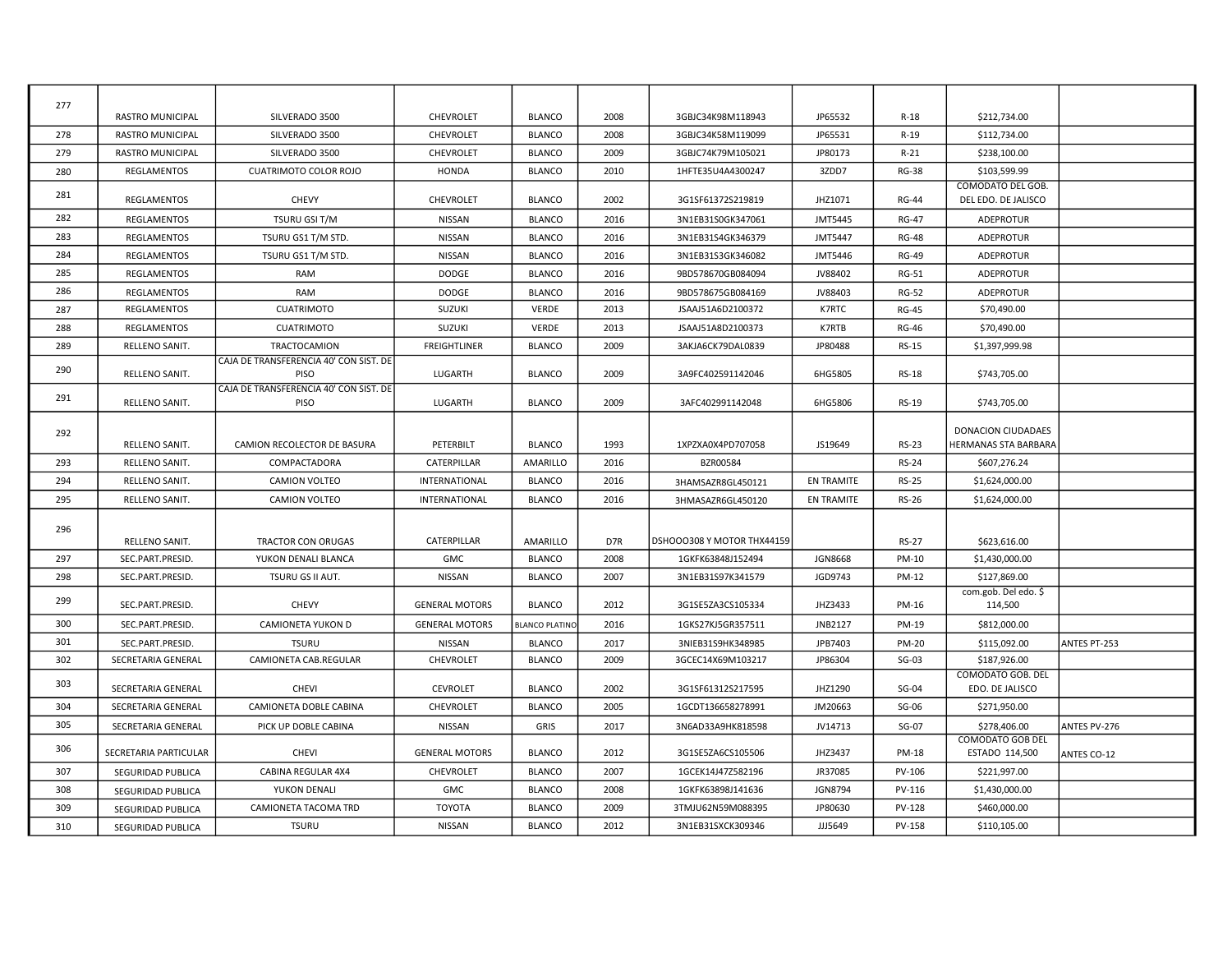| | | | | | | | | | | |
|---|---|---|---|---|---|---|---|---|---|---|
| 277 | RASTRO MUNICIPAL | SILVERADO 3500 | CHEVROLET | BLANCO | 2008 | 3GBJC34K98M118943 | JP65532 | R-18 | $212,734.00 | |
| 278 | RASTRO MUNICIPAL | SILVERADO 3500 | CHEVROLET | BLANCO | 2008 | 3GBJC34K58M119099 | JP65531 | R-19 | $112,734.00 | |
| 279 | RASTRO MUNICIPAL | SILVERADO 3500 | CHEVROLET | BLANCO | 2009 | 3GBJC74K79M105021 | JP80173 | R-21 | $238,100.00 | |
| 280 | REGLAMENTOS | CUATRIMOTO COLOR ROJO | HONDA | BLANCO | 2010 | 1HFTE35U4A4300247 | 3ZDD7 | RG-38 | $103,599.99 | |
| 281 | REGLAMENTOS | CHEVY | CHEVROLET | BLANCO | 2002 | 3G1SF61372S219819 | JHZ1071 | RG-44 | COMODATO DEL GOB. DEL EDO. DE JALISCO | |
| 282 | REGLAMENTOS | TSURU GSI T/M | NISSAN | BLANCO | 2016 | 3N1EB31S0GK347061 | JMT5445 | RG-47 | ADEPROTUR | |
| 283 | REGLAMENTOS | TSURU GS1 T/M STD. | NISSAN | BLANCO | 2016 | 3N1EB31S4GK346379 | JMT5447 | RG-48 | ADEPROTUR | |
| 284 | REGLAMENTOS | TSURU GS1 T/M STD. | NISSAN | BLANCO | 2016 | 3N1EB31S3GK346082 | JMT5446 | RG-49 | ADEPROTUR | |
| 285 | REGLAMENTOS | RAM | DODGE | BLANCO | 2016 | 9BD578670GB084094 | JV88402 | RG-51 | ADEPROTUR | |
| 286 | REGLAMENTOS | RAM | DODGE | BLANCO | 2016 | 9BD578675GB084169 | JV88403 | RG-52 | ADEPROTUR | |
| 287 | REGLAMENTOS | CUATRIMOTO | SUZUKI | VERDE | 2013 | JSAAJ51A6D2100372 | K7RTC | RG-45 | $70,490.00 | |
| 288 | REGLAMENTOS | CUATRIMOTO | SUZUKI | VERDE | 2013 | JSAAJ51A8D2100373 | K7RTB | RG-46 | $70,490.00 | |
| 289 | RELLENO SANIT. | TRACTOCAMION | FREIGHTLINER | BLANCO | 2009 | 3AKJA6CK79DAL0839 | JP80488 | RS-15 | $1,397,999.98 | |
| 290 | RELLENO SANIT. | CAJA DE TRANSFERENCIA 40' CON SIST. DE PISO | LUGARTH | BLANCO | 2009 | 3A9FC402591142046 | 6HG5805 | RS-18 | $743,705.00 | |
| 291 | RELLENO SANIT. | CAJA DE TRANSFERENCIA 40' CON SIST. DE PISO | LUGARTH | BLANCO | 2009 | 3AFC402991142048 | 6HG5806 | RS-19 | $743,705.00 | |
| 292 | RELLENO SANIT. | CAMION RECOLECTOR DE BASURA | PETERBILT | BLANCO | 1993 | 1XPZXA0X4PD707058 | JS19649 | RS-23 | DONACION CIUDADAES HERMANAS STA BARBARA | |
| 293 | RELLENO SANIT. | COMPACTADORA | CATERPILLAR | AMARILLO | 2016 | BZR00584 | | RS-24 | $607,276.24 | |
| 294 | RELLENO SANIT. | CAMION VOLTEO | INTERNATIONAL | BLANCO | 2016 | 3HAMSAZR8GL450121 | EN TRAMITE | RS-25 | $1,624,000.00 | |
| 295 | RELLENO SANIT. | CAMION VOLTEO | INTERNATIONAL | BLANCO | 2016 | 3HMASAZR6GL450120 | EN TRAMITE | RS-26 | $1,624,000.00 | |
| 296 | RELLENO SANIT. | TRACTOR CON ORUGAS | CATERPILLAR | AMARILLO | D7R | DSHOOO308 Y MOTOR THX44159 | | RS-27 | $623,616.00 | |
| 297 | SEC.PART.PRESID. | YUKON DENALI BLANCA | GMC | BLANCO | 2008 | 1GKFK63848J152494 | JGN8668 | PM-10 | $1,430,000.00 | |
| 298 | SEC.PART.PRESID. | TSURU GS II AUT. | NISSAN | BLANCO | 2007 | 3N1EB31S97K341579 | JGD9743 | PM-12 | $127,869.00 | |
| 299 | SEC.PART.PRESID. | CHEVY | GENERAL MOTORS | BLANCO | 2012 | 3G1SE5ZA3CS105334 | JHZ3433 | PM-16 | com.gob. Del edo. $ 114,500 | |
| 300 | SEC.PART.PRESID. | CAMIONETA YUKON D | GENERAL MOTORS | BLANCO PLATINO | 2016 | 1GKS27KJ5GR357511 | JNB2127 | PM-19 | $812,000.00 | |
| 301 | SEC.PART.PRESID. | TSURU | NISSAN | BLANCO | 2017 | 3NIEB31S9HK348985 | JPB7403 | PM-20 | $115,092.00 | ANTES PT-253 |
| 302 | SECRETARIA GENERAL | CAMIONETA CAB.REGULAR | CHEVROLET | BLANCO | 2009 | 3GCEC14X69M103217 | JP86304 | SG-03 | $187,926.00 | |
| 303 | SECRETARIA GENERAL | CHEVI | CEVROLET | BLANCO | 2002 | 3G1SF61312S217595 | JHZ1290 | SG-04 | COMODATO GOB. DEL EDO. DE JALISCO | |
| 304 | SECRETARIA GENERAL | CAMIONETA DOBLE CABINA | CHEVROLET | BLANCO | 2005 | 1GCDT136658278991 | JM20663 | SG-06 | $271,950.00 | |
| 305 | SECRETARIA GENERAL | PICK UP DOBLE CABINA | NISSAN | GRIS | 2017 | 3N6AD33A9HK818598 | JV14713 | SG-07 | $278,406.00 | ANTES PV-276 |
| 306 | SECRETARIA PARTICULAR | CHEVI | GENERAL MOTORS | BLANCO | 2012 | 3G1SE5ZA6CS105506 | JHZ3437 | PM-18 | COMODATO GOB DEL ESTADO 114,500 | ANTES CO-12 |
| 307 | SEGURIDAD PUBLICA | CABINA REGULAR 4X4 | CHEVROLET | BLANCO | 2007 | 1GCEK14J47Z582196 | JR37085 | PV-106 | $221,997.00 | |
| 308 | SEGURIDAD PUBLICA | YUKON DENALI | GMC | BLANCO | 2008 | 1GKFK63898J141636 | JGN8794 | PV-116 | $1,430,000.00 | |
| 309 | SEGURIDAD PUBLICA | CAMIONETA TACOMA TRD | TOYOTA | BLANCO | 2009 | 3TMJU62N59M088395 | JP80630 | PV-128 | $460,000.00 | |
| 310 | SEGURIDAD PUBLICA | TSURU | NISSAN | BLANCO | 2012 | 3N1EB31SXCK309346 | JJJ5649 | PV-158 | $110,105.00 | |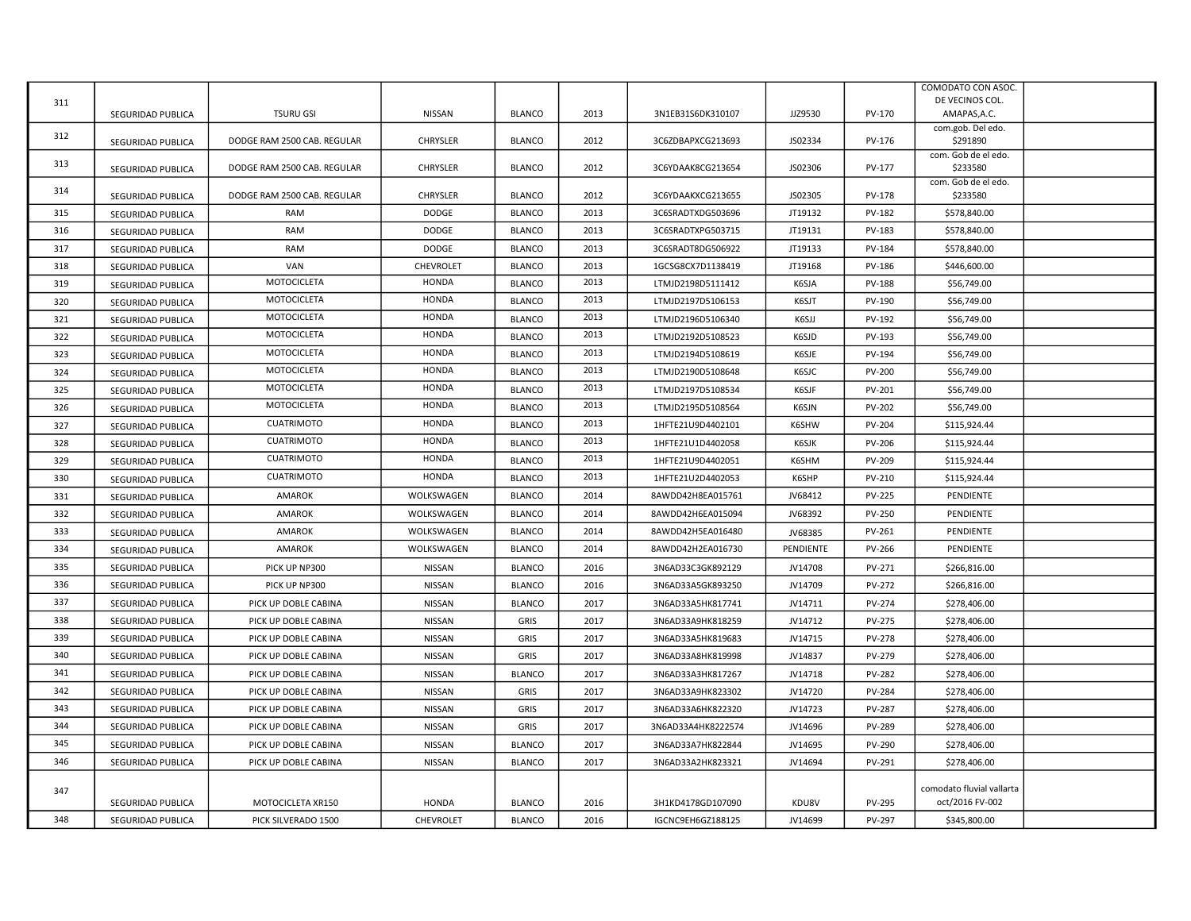| | | | | | | | | | | |
|---|---|---|---|---|---|---|---|---|---|---|
| 311 | SEGURIDAD PUBLICA | TSURU GSI | NISSAN | BLANCO | 2013 | 3N1EB31S6DK310107 | JJZ9530 | PV-170 | COMODATO CON ASOC. DE VECINOS COL. AMAPAS,A.C. | |
| 312 | SEGURIDAD PUBLICA | DODGE RAM 2500 CAB. REGULAR | CHRYSLER | BLANCO | 2012 | 3C6ZDBAPXCG213693 | JS02334 | PV-176 | com.gob. Del edo. $291890 | |
| 313 | SEGURIDAD PUBLICA | DODGE RAM 2500 CAB. REGULAR | CHRYSLER | BLANCO | 2012 | 3C6YDAAK8CG213654 | JS02306 | PV-177 | com. Gob de el edo. $233580 | |
| 314 | SEGURIDAD PUBLICA | DODGE RAM 2500 CAB. REGULAR | CHRYSLER | BLANCO | 2012 | 3C6YDAAKXCG213655 | JS02305 | PV-178 | com. Gob de el edo. $233580 | |
| 315 | SEGURIDAD PUBLICA | RAM | DODGE | BLANCO | 2013 | 3C6SRADTXDG503696 | JT19132 | PV-182 | $578,840.00 | |
| 316 | SEGURIDAD PUBLICA | RAM | DODGE | BLANCO | 2013 | 3C6SRADTXPG503715 | JT19131 | PV-183 | $578,840.00 | |
| 317 | SEGURIDAD PUBLICA | RAM | DODGE | BLANCO | 2013 | 3C6SRADT8DG506922 | JT19133 | PV-184 | $578,840.00 | |
| 318 | SEGURIDAD PUBLICA | VAN | CHEVROLET | BLANCO | 2013 | 1GCSG8CX7D1138419 | JT19168 | PV-186 | $446,600.00 | |
| 319 | SEGURIDAD PUBLICA | MOTOCICLETA | HONDA | BLANCO | 2013 | LTMJD2198D5111412 | K6SJA | PV-188 | $56,749.00 | |
| 320 | SEGURIDAD PUBLICA | MOTOCICLETA | HONDA | BLANCO | 2013 | LTMJD2197D5106153 | K6SJT | PV-190 | $56,749.00 | |
| 321 | SEGURIDAD PUBLICA | MOTOCICLETA | HONDA | BLANCO | 2013 | LTMJD2196D5106340 | K6SJJ | PV-192 | $56,749.00 | |
| 322 | SEGURIDAD PUBLICA | MOTOCICLETA | HONDA | BLANCO | 2013 | LTMJD2192D5108523 | K6SJD | PV-193 | $56,749.00 | |
| 323 | SEGURIDAD PUBLICA | MOTOCICLETA | HONDA | BLANCO | 2013 | LTMJD2194D5108619 | K6SJE | PV-194 | $56,749.00 | |
| 324 | SEGURIDAD PUBLICA | MOTOCICLETA | HONDA | BLANCO | 2013 | LTMJD2190D5108648 | K6SJC | PV-200 | $56,749.00 | |
| 325 | SEGURIDAD PUBLICA | MOTOCICLETA | HONDA | BLANCO | 2013 | LTMJD2197D5108534 | K6SJF | PV-201 | $56,749.00 | |
| 326 | SEGURIDAD PUBLICA | MOTOCICLETA | HONDA | BLANCO | 2013 | LTMJD2195D5108564 | K6SJN | PV-202 | $56,749.00 | |
| 327 | SEGURIDAD PUBLICA | CUATRIMOTO | HONDA | BLANCO | 2013 | 1HFTE21U9D4402101 | K6SHW | PV-204 | $115,924.44 | |
| 328 | SEGURIDAD PUBLICA | CUATRIMOTO | HONDA | BLANCO | 2013 | 1HFTE21U1D4402058 | K6SJK | PV-206 | $115,924.44 | |
| 329 | SEGURIDAD PUBLICA | CUATRIMOTO | HONDA | BLANCO | 2013 | 1HFTE21U9D4402051 | K6SHM | PV-209 | $115,924.44 | |
| 330 | SEGURIDAD PUBLICA | CUATRIMOTO | HONDA | BLANCO | 2013 | 1HFTE21U2D4402053 | K6SHP | PV-210 | $115,924.44 | |
| 331 | SEGURIDAD PUBLICA | AMAROK | WOLKSWAGEN | BLANCO | 2014 | 8AWDD42H8EA015761 | JV68412 | PV-225 | PENDIENTE | |
| 332 | SEGURIDAD PUBLICA | AMAROK | WOLKSWAGEN | BLANCO | 2014 | 8AWDD42H6EA015094 | JV68392 | PV-250 | PENDIENTE | |
| 333 | SEGURIDAD PUBLICA | AMAROK | WOLKSWAGEN | BLANCO | 2014 | 8AWDD42H5EA016480 | JV68385 | PV-261 | PENDIENTE | |
| 334 | SEGURIDAD PUBLICA | AMAROK | WOLKSWAGEN | BLANCO | 2014 | 8AWDD42H2EA016730 | PENDIENTE | PV-266 | PENDIENTE | |
| 335 | SEGURIDAD PUBLICA | PICK UP NP300 | NISSAN | BLANCO | 2016 | 3N6AD33C3GK892129 | JV14708 | PV-271 | $266,816.00 | |
| 336 | SEGURIDAD PUBLICA | PICK UP NP300 | NISSAN | BLANCO | 2016 | 3N6AD33A5GK893250 | JV14709 | PV-272 | $266,816.00 | |
| 337 | SEGURIDAD PUBLICA | PICK UP DOBLE CABINA | NISSAN | BLANCO | 2017 | 3N6AD33A5HK817741 | JV14711 | PV-274 | $278,406.00 | |
| 338 | SEGURIDAD PUBLICA | PICK UP DOBLE CABINA | NISSAN | GRIS | 2017 | 3N6AD33A9HK818259 | JV14712 | PV-275 | $278,406.00 | |
| 339 | SEGURIDAD PUBLICA | PICK UP DOBLE CABINA | NISSAN | GRIS | 2017 | 3N6AD33A5HK819683 | JV14715 | PV-278 | $278,406.00 | |
| 340 | SEGURIDAD PUBLICA | PICK UP DOBLE CABINA | NISSAN | GRIS | 2017 | 3N6AD33A8HK819998 | JV14837 | PV-279 | $278,406.00 | |
| 341 | SEGURIDAD PUBLICA | PICK UP DOBLE CABINA | NISSAN | BLANCO | 2017 | 3N6AD33A3HK817267 | JV14718 | PV-282 | $278,406.00 | |
| 342 | SEGURIDAD PUBLICA | PICK UP DOBLE CABINA | NISSAN | GRIS | 2017 | 3N6AD33A9HK823302 | JV14720 | PV-284 | $278,406.00 | |
| 343 | SEGURIDAD PUBLICA | PICK UP DOBLE CABINA | NISSAN | GRIS | 2017 | 3N6AD33A6HK822320 | JV14723 | PV-287 | $278,406.00 | |
| 344 | SEGURIDAD PUBLICA | PICK UP DOBLE CABINA | NISSAN | GRIS | 2017 | 3N6AD33A4HK8222574 | JV14696 | PV-289 | $278,406.00 | |
| 345 | SEGURIDAD PUBLICA | PICK UP DOBLE CABINA | NISSAN | BLANCO | 2017 | 3N6AD33A7HK822844 | JV14695 | PV-290 | $278,406.00 | |
| 346 | SEGURIDAD PUBLICA | PICK UP DOBLE CABINA | NISSAN | BLANCO | 2017 | 3N6AD33A2HK823321 | JV14694 | PV-291 | $278,406.00 | |
| 347 | SEGURIDAD PUBLICA | MOTOCICLETA XR150 | HONDA | BLANCO | 2016 | 3H1KD4178GD107090 | KDU8V | PV-295 | comodato fluvial vallarta oct/2016 FV-002 | |
| 348 | SEGURIDAD PUBLICA | PICK SILVERADO 1500 | CHEVROLET | BLANCO | 2016 | IGCNC9EH6GZ188125 | JV14699 | PV-297 | $345,800.00 | |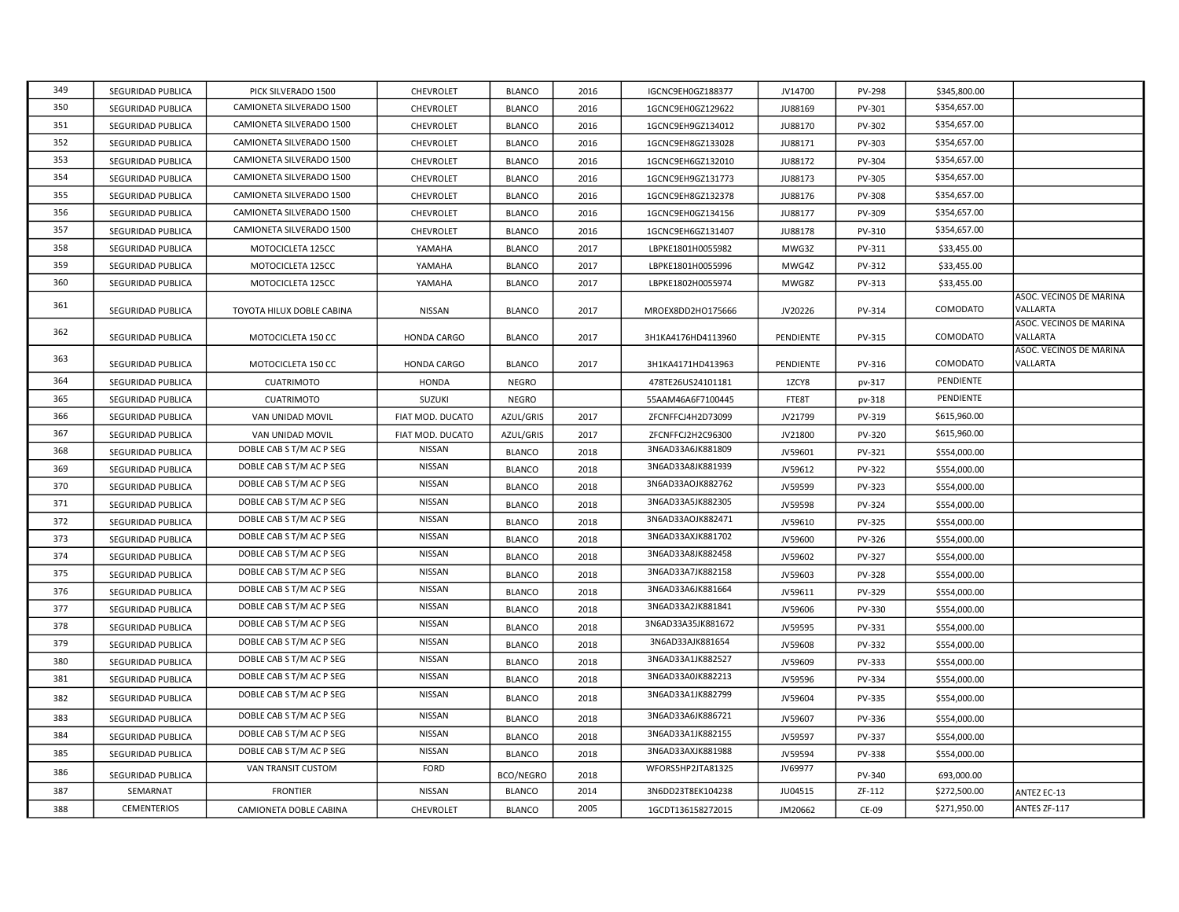| | | | | | | | | | | |
|---|---|---|---|---|---|---|---|---|---|---|
| 349 | SEGURIDAD PUBLICA | PICK SILVERADO 1500 | CHEVROLET | BLANCO | 2016 | IGCNC9EH0GZ188377 | JV14700 | PV-298 | $345,800.00 | |
| 350 | SEGURIDAD PUBLICA | CAMIONETA SILVERADO 1500 | CHEVROLET | BLANCO | 2016 | 1GCNC9EH0GZ129622 | JU88169 | PV-301 | $354,657.00 | |
| 351 | SEGURIDAD PUBLICA | CAMIONETA SILVERADO 1500 | CHEVROLET | BLANCO | 2016 | 1GCNC9EH9GZ134012 | JU88170 | PV-302 | $354,657.00 | |
| 352 | SEGURIDAD PUBLICA | CAMIONETA SILVERADO 1500 | CHEVROLET | BLANCO | 2016 | 1GCNC9EH8GZ133028 | JU88171 | PV-303 | $354,657.00 | |
| 353 | SEGURIDAD PUBLICA | CAMIONETA SILVERADO 1500 | CHEVROLET | BLANCO | 2016 | 1GCNC9EH6GZ132010 | JU88172 | PV-304 | $354,657.00 | |
| 354 | SEGURIDAD PUBLICA | CAMIONETA SILVERADO 1500 | CHEVROLET | BLANCO | 2016 | 1GCNC9EH9GZ131773 | JU88173 | PV-305 | $354,657.00 | |
| 355 | SEGURIDAD PUBLICA | CAMIONETA SILVERADO 1500 | CHEVROLET | BLANCO | 2016 | 1GCNC9EH8GZ132378 | JU88176 | PV-308 | $354,657.00 | |
| 356 | SEGURIDAD PUBLICA | CAMIONETA SILVERADO 1500 | CHEVROLET | BLANCO | 2016 | 1GCNC9EH0GZ134156 | JU88177 | PV-309 | $354,657.00 | |
| 357 | SEGURIDAD PUBLICA | CAMIONETA SILVERADO 1500 | CHEVROLET | BLANCO | 2016 | 1GCNC9EH6GZ131407 | JU88178 | PV-310 | $354,657.00 | |
| 358 | SEGURIDAD PUBLICA | MOTOCICLETA 125CC | YAMAHA | BLANCO | 2017 | LBPKE1801H0055982 | MWG3Z | PV-311 | $33,455.00 | |
| 359 | SEGURIDAD PUBLICA | MOTOCICLETA 125CC | YAMAHA | BLANCO | 2017 | LBPKE1801H0055996 | MWG4Z | PV-312 | $33,455.00 | |
| 360 | SEGURIDAD PUBLICA | MOTOCICLETA 125CC | YAMAHA | BLANCO | 2017 | LBPKE1802H0055974 | MWG8Z | PV-313 | $33,455.00 | |
| 361 | SEGURIDAD PUBLICA | TOYOTA HILUX DOBLE CABINA | NISSAN | BLANCO | 2017 | MROEX8DD2HO175666 | JV20226 | PV-314 | COMODATO | ASOC. VECINOS DE MARINA VALLARTA |
| 362 | SEGURIDAD PUBLICA | MOTOCICLETA 150 CC | HONDA CARGO | BLANCO | 2017 | 3H1KA4176HD4113960 | PENDIENTE | PV-315 | COMODATO | ASOC. VECINOS DE MARINA VALLARTA |
| 363 | SEGURIDAD PUBLICA | MOTOCICLETA 150 CC | HONDA CARGO | BLANCO | 2017 | 3H1KA4171HD413963 | PENDIENTE | PV-316 | COMODATO | ASOC. VECINOS DE MARINA VALLARTA |
| 364 | SEGURIDAD PUBLICA | CUATRIMOTO | HONDA | NEGRO | | 478TE26US24101181 | 1ZCY8 | pv-317 | PENDIENTE | |
| 365 | SEGURIDAD PUBLICA | CUATRIMOTO | SUZUKI | NEGRO | | 55AAM46A6F7100445 | FTE8T | pv-318 | PENDIENTE | |
| 366 | SEGURIDAD PUBLICA | VAN UNIDAD MOVIL | FIAT MOD. DUCATO | AZUL/GRIS | 2017 | ZFCNFFCJ4H2D73099 | JV21799 | PV-319 | $615,960.00 | |
| 367 | SEGURIDAD PUBLICA | VAN UNIDAD MOVIL | FIAT MOD. DUCATO | AZUL/GRIS | 2017 | ZFCNFFCJ2H2C96300 | JV21800 | PV-320 | $615,960.00 | |
| 368 | SEGURIDAD PUBLICA | DOBLE CAB S T/M AC P SEG | NISSAN | BLANCO | 2018 | 3N6AD33A6JK881809 | JV59601 | PV-321 | $554,000.00 | |
| 369 | SEGURIDAD PUBLICA | DOBLE CAB S T/M AC P SEG | NISSAN | BLANCO | 2018 | 3N6AD33A8JK881939 | JV59612 | PV-322 | $554,000.00 | |
| 370 | SEGURIDAD PUBLICA | DOBLE CAB S T/M AC P SEG | NISSAN | BLANCO | 2018 | 3N6AD33AOJK882762 | JV59599 | PV-323 | $554,000.00 | |
| 371 | SEGURIDAD PUBLICA | DOBLE CAB S T/M AC P SEG | NISSAN | BLANCO | 2018 | 3N6AD33A5JK882305 | JV59598 | PV-324 | $554,000.00 | |
| 372 | SEGURIDAD PUBLICA | DOBLE CAB S T/M AC P SEG | NISSAN | BLANCO | 2018 | 3N6AD33AOJK882471 | JV59610 | PV-325 | $554,000.00 | |
| 373 | SEGURIDAD PUBLICA | DOBLE CAB S T/M AC P SEG | NISSAN | BLANCO | 2018 | 3N6AD33AXJK881702 | JV59600 | PV-326 | $554,000.00 | |
| 374 | SEGURIDAD PUBLICA | DOBLE CAB S T/M AC P SEG | NISSAN | BLANCO | 2018 | 3N6AD33A8JK882458 | JV59602 | PV-327 | $554,000.00 | |
| 375 | SEGURIDAD PUBLICA | DOBLE CAB S T/M AC P SEG | NISSAN | BLANCO | 2018 | 3N6AD33A7JK882158 | JV59603 | PV-328 | $554,000.00 | |
| 376 | SEGURIDAD PUBLICA | DOBLE CAB S T/M AC P SEG | NISSAN | BLANCO | 2018 | 3N6AD33A6JK881664 | JV59611 | PV-329 | $554,000.00 | |
| 377 | SEGURIDAD PUBLICA | DOBLE CAB S T/M AC P SEG | NISSAN | BLANCO | 2018 | 3N6AD33A2JK881841 | JV59606 | PV-330 | $554,000.00 | |
| 378 | SEGURIDAD PUBLICA | DOBLE CAB S T/M AC P SEG | NISSAN | BLANCO | 2018 | 3N6AD33A35JK881672 | JV59595 | PV-331 | $554,000.00 | |
| 379 | SEGURIDAD PUBLICA | DOBLE CAB S T/M AC P SEG | NISSAN | BLANCO | 2018 | 3N6AD33AJK881654 | JV59608 | PV-332 | $554,000.00 | |
| 380 | SEGURIDAD PUBLICA | DOBLE CAB S T/M AC P SEG | NISSAN | BLANCO | 2018 | 3N6AD33A1JK882527 | JV59609 | PV-333 | $554,000.00 | |
| 381 | SEGURIDAD PUBLICA | DOBLE CAB S T/M AC P SEG | NISSAN | BLANCO | 2018 | 3N6AD33AOJK882213 | JV59596 | PV-334 | $554,000.00 | |
| 382 | SEGURIDAD PUBLICA | DOBLE CAB S T/M AC P SEG | NISSAN | BLANCO | 2018 | 3N6AD33A1JK882799 | JV59604 | PV-335 | $554,000.00 | |
| 383 | SEGURIDAD PUBLICA | DOBLE CAB S T/M AC P SEG | NISSAN | BLANCO | 2018 | 3N6AD33A6JK886721 | JV59607 | PV-336 | $554,000.00 | |
| 384 | SEGURIDAD PUBLICA | DOBLE CAB S T/M AC P SEG | NISSAN | BLANCO | 2018 | 3N6AD33A1JK882155 | JV59597 | PV-337 | $554,000.00 | |
| 385 | SEGURIDAD PUBLICA | DOBLE CAB S T/M AC P SEG | NISSAN | BLANCO | 2018 | 3N6AD33AXJK881988 | JV59594 | PV-338 | $554,000.00 | |
| 386 | SEGURIDAD PUBLICA | VAN TRANSIT CUSTOM | FORD | BCO/NEGRO | 2018 | WFORS5HP2JTA81325 | JV69977 | PV-340 | 693,000.00 | |
| 387 | SEMARNAT | FRONTIER | NISSAN | BLANCO | 2014 | 3N6DD23T8EK104238 | JU04515 | ZF-112 | $272,500.00 | ANTEZ EC-13 |
| 388 | CEMENTERIOS | CAMIONETA DOBLE CABINA | CHEVROLET | BLANCO | 2005 | 1GCDT136158272015 | JM20662 | CE-09 | $271,950.00 | ANTES ZF-117 |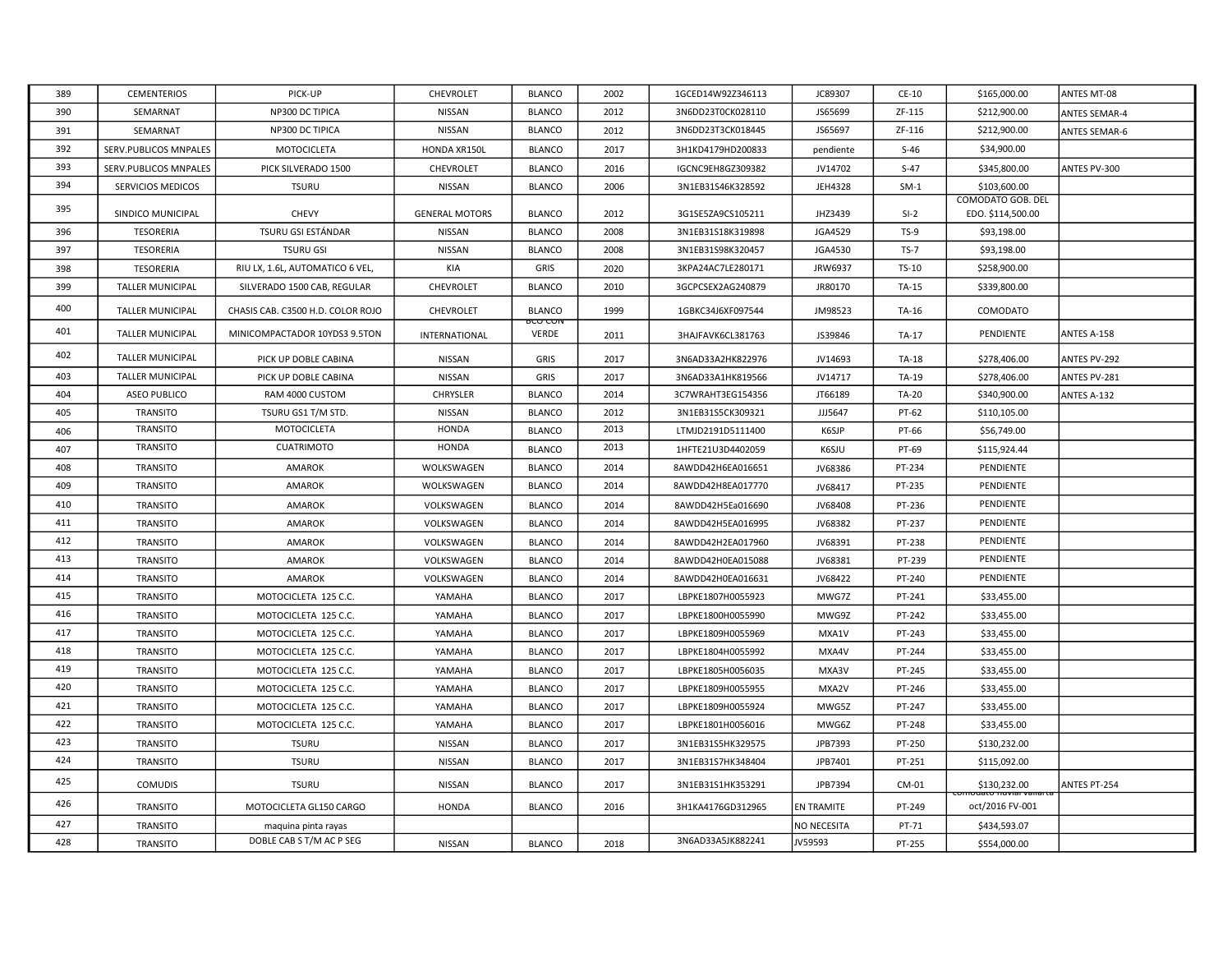| 389 | CEMENTERIOS | PICK-UP | CHEVROLET | BLANCO | 2002 | 1GCED14W92Z346113 | JC89307 | CE-10 | $165,000.00 | ANTES MT-08 |
|---|---|---|---|---|---|---|---|---|---|---|
| 390 | SEMARNAT | NP300 DC TIPICA | NISSAN | BLANCO | 2012 | 3N6DD23T0CK028110 | JS65699 | ZF-115 | $212,900.00 | ANTES SEMAR-4 |
| 391 | SEMARNAT | NP300 DC TIPICA | NISSAN | BLANCO | 2012 | 3N6DD23T3CK018445 | JS65697 | ZF-116 | $212,900.00 | ANTES SEMAR-6 |
| 392 | SERV.PUBLICOS MNPALES | MOTOCICLETA | HONDA XR150L | BLANCO | 2017 | 3H1KD4179HD200833 | pendiente | S-46 | $34,900.00 | |
| 393 | SERV.PUBLICOS MNPALES | PICK SILVERADO 1500 | CHEVROLET | BLANCO | 2016 | IGCNC9EH8GZ309382 | JV14702 | S-47 | $345,800.00 | ANTES PV-300 |
| 394 | SERVICIOS MEDICOS | TSURU | NISSAN | BLANCO | 2006 | 3N1EB31S46K328592 | JEH4328 | SM-1 | $103,600.00 | |
| 395 | SINDICO MUNICIPAL | CHEVY | GENERAL MOTORS | BLANCO | 2012 | 3G1SE5ZA9CS105211 | JHZ3439 | SI-2 | COMODATO GOB. DEL EDO. $114,500.00 | |
| 396 | TESORERIA | TSURU GSI ESTÁNDAR | NISSAN | BLANCO | 2008 | 3N1EB31S18K319898 | JGA4529 | TS-9 | $93,198.00 | |
| 397 | TESORERIA | TSURU GSI | NISSAN | BLANCO | 2008 | 3N1EB31S98K320457 | JGA4530 | TS-7 | $93,198.00 | |
| 398 | TESORERIA | RIU LX, 1.6L, AUTOMATICO 6 VEL, | KIA | GRIS | 2020 | 3KPA24AC7LE280171 | JRW6937 | TS-10 | $258,900.00 | |
| 399 | TALLER MUNICIPAL | SILVERADO 1500 CAB, REGULAR | CHEVROLET | BLANCO | 2010 | 3GCPCSEX2AG240879 | JR80170 | TA-15 | $339,800.00 | |
| 400 | TALLER MUNICIPAL | CHASIS CAB. C3500 H.D. COLOR ROJO | CHEVROLET | BLANCO | 1999 | 1GBKC34J6XF097544 | JM98523 | TA-16 | COMODATO | |
| 401 | TALLER MUNICIPAL | MINICOMPACTADOR 10YDS3 9.5TON | INTERNATIONAL | BCO CON VERDE | 2011 | 3HAJFAVK6CL381763 | JS39846 | TA-17 | PENDIENTE | ANTES A-158 |
| 402 | TALLER MUNICIPAL | PICK UP DOBLE CABINA | NISSAN | GRIS | 2017 | 3N6AD33A2HK822976 | JV14693 | TA-18 | $278,406.00 | ANTES PV-292 |
| 403 | TALLER MUNICIPAL | PICK UP DOBLE CABINA | NISSAN | GRIS | 2017 | 3N6AD33A1HK819566 | JV14717 | TA-19 | $278,406.00 | ANTES PV-281 |
| 404 | ASEO PUBLICO | RAM 4000 CUSTOM | CHRYSLER | BLANCO | 2014 | 3C7WRAHT3EG154356 | JT66189 | TA-20 | $340,900.00 | ANTES A-132 |
| 405 | TRANSITO | TSURU GS1 T/M STD. | NISSAN | BLANCO | 2012 | 3N1EB31S5CK309321 | JJJ5647 | PT-62 | $110,105.00 | |
| 406 | TRANSITO | MOTOCICLETA | HONDA | BLANCO | 2013 | LTMJD2191D5111400 | K6SJP | PT-66 | $56,749.00 | |
| 407 | TRANSITO | CUATRIMOTO | HONDA | BLANCO | 2013 | 1HFTE21U3D4402059 | K6SJU | PT-69 | $115,924.44 | |
| 408 | TRANSITO | AMAROK | WOLKSWAGEN | BLANCO | 2014 | 8AWDD42H6EA016651 | JV68386 | PT-234 | PENDIENTE | |
| 409 | TRANSITO | AMAROK | WOLKSWAGEN | BLANCO | 2014 | 8AWDD42H8EA017770 | JV68417 | PT-235 | PENDIENTE | |
| 410 | TRANSITO | AMAROK | VOLKSWAGEN | BLANCO | 2014 | 8AWDD42H5Ea016690 | JV68408 | PT-236 | PENDIENTE | |
| 411 | TRANSITO | AMAROK | VOLKSWAGEN | BLANCO | 2014 | 8AWDD42H5EA016995 | JV68382 | PT-237 | PENDIENTE | |
| 412 | TRANSITO | AMAROK | VOLKSWAGEN | BLANCO | 2014 | 8AWDD42H2EA017960 | JV68391 | PT-238 | PENDIENTE | |
| 413 | TRANSITO | AMAROK | VOLKSWAGEN | BLANCO | 2014 | 8AWDD42H0EA015088 | JV68381 | PT-239 | PENDIENTE | |
| 414 | TRANSITO | AMAROK | VOLKSWAGEN | BLANCO | 2014 | 8AWDD42H0EA016631 | JV68422 | PT-240 | PENDIENTE | |
| 415 | TRANSITO | MOTOCICLETA 125 C.C. | YAMAHA | BLANCO | 2017 | LBPKE1807H0055923 | MWG7Z | PT-241 | $33,455.00 | |
| 416 | TRANSITO | MOTOCICLETA 125 C.C. | YAMAHA | BLANCO | 2017 | LBPKE1800H0055990 | MWG9Z | PT-242 | $33,455.00 | |
| 417 | TRANSITO | MOTOCICLETA 125 C.C. | YAMAHA | BLANCO | 2017 | LBPKE1809H0055969 | MXA1V | PT-243 | $33,455.00 | |
| 418 | TRANSITO | MOTOCICLETA 125 C.C. | YAMAHA | BLANCO | 2017 | LBPKE1804H0055992 | MXA4V | PT-244 | $33,455.00 | |
| 419 | TRANSITO | MOTOCICLETA 125 C.C. | YAMAHA | BLANCO | 2017 | LBPKE1805H0056035 | MXA3V | PT-245 | $33,455.00 | |
| 420 | TRANSITO | MOTOCICLETA 125 C.C. | YAMAHA | BLANCO | 2017 | LBPKE1809H0055955 | MXA2V | PT-246 | $33,455.00 | |
| 421 | TRANSITO | MOTOCICLETA 125 C.C. | YAMAHA | BLANCO | 2017 | LBPKE1809H0055924 | MWG5Z | PT-247 | $33,455.00 | |
| 422 | TRANSITO | MOTOCICLETA 125 C.C. | YAMAHA | BLANCO | 2017 | LBPKE1801H0056016 | MWG6Z | PT-248 | $33,455.00 | |
| 423 | TRANSITO | TSURU | NISSAN | BLANCO | 2017 | 3N1EB31S5HK329575 | JPB7393 | PT-250 | $130,232.00 | |
| 424 | TRANSITO | TSURU | NISSAN | BLANCO | 2017 | 3N1EB31S7HK348404 | JPB7401 | PT-251 | $115,092.00 | |
| 425 | COMUDIS | TSURU | NISSAN | BLANCO | 2017 | 3N1EB31S1HK353291 | JPB7394 | CM-01 | $130,232.00 | ANTES PT-254 |
| 426 | TRANSITO | MOTOCICLETA GL150 CARGO | HONDA | BLANCO | 2016 | 3H1KA4176GD312965 | EN TRAMITE | PT-249 | comodato fluvial vallarta oct/2016 FV-001 | |
| 427 | TRANSITO | maquina pinta rayas | | | | | NO NECESITA | PT-71 | $434,593.07 | |
| 428 | TRANSITO | DOBLE CAB S T/M AC P SEG | NISSAN | BLANCO | 2018 | 3N6AD33A5JK882241 | JV59593 | PT-255 | $554,000.00 | |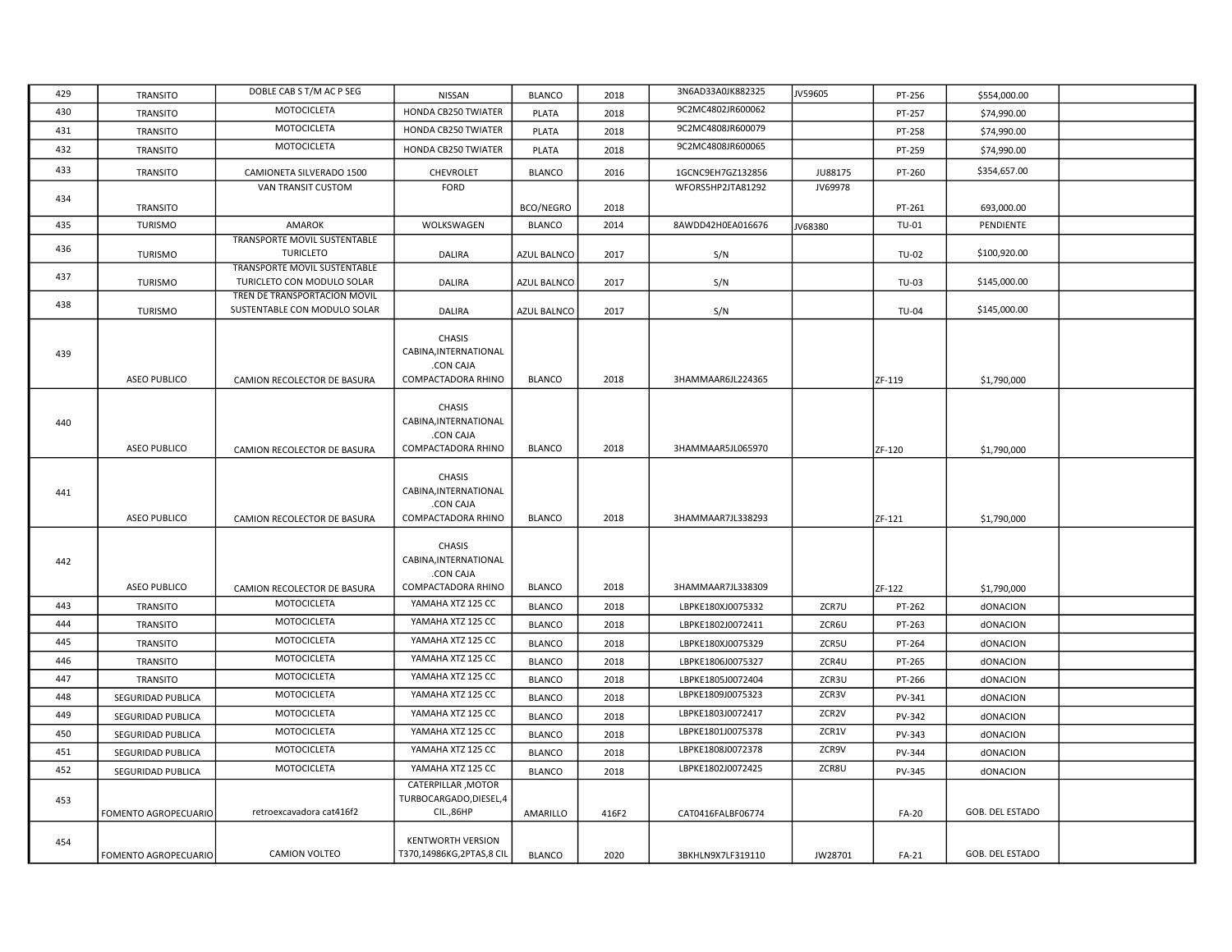| 429 | TRANSITO | DOBLE CAB S T/M AC P SEG | NISSAN | BLANCO | 2018 | 3N6AD33A0JK882325 | JV59605 | PT-256 | $554,000.00 | |
|---|---|---|---|---|---|---|---|---|---|---|
| 430 | TRANSITO | MOTOCICLETA | HONDA CB250 TWIATER | PLATA | 2018 | 9C2MC4802JR600062 | | PT-257 | $74,990.00 | |
| 431 | TRANSITO | MOTOCICLETA | HONDA CB250 TWIATER | PLATA | 2018 | 9C2MC4808JR600079 | | PT-258 | $74,990.00 | |
| 432 | TRANSITO | MOTOCICLETA | HONDA CB250 TWIATER | PLATA | 2018 | 9C2MC4808JR600065 | | PT-259 | $74,990.00 | |
| 433 | TRANSITO | CAMIONETA SILVERADO 1500 | CHEVROLET | BLANCO | 2016 | 1GCNC9EH7GZ132856 | JU88175 | PT-260 | $354,657.00 | |
| 434 | TRANSITO | VAN TRANSIT CUSTOM | FORD | BCO/NEGRO | 2018 | WFORS5HP2JTA81292 | JV69978 | PT-261 | 693,000.00 | |
| 435 | TURISMO | AMAROK | WOLKSWAGEN | BLANCO | 2014 | 8AWDD42H0EA016676 | JV68380 | TU-01 | PENDIENTE | |
| 436 | TURISMO | TRANSPORTE MOVIL SUSTENTABLE TURICLETO | DALIRA | AZUL BALNCO | 2017 | S/N | | TU-02 | $100,920.00 | |
| 437 | TURISMO | TRANSPORTE MOVIL SUSTENTABLE TURICLETO CON MODULO SOLAR | DALIRA | AZUL BALNCO | 2017 | S/N | | TU-03 | $145,000.00 | |
| 438 | TURISMO | TREN DE TRANSPORTACION MOVIL SUSTENTABLE CON MODULO SOLAR | DALIRA | AZUL BALNCO | 2017 | S/N | | TU-04 | $145,000.00 | |
| 439 | ASEO PUBLICO | CAMION RECOLECTOR DE BASURA | CHASIS CABINA,INTERNATIONAL .CON CAJA COMPACTADORA RHINO | BLANCO | 2018 | 3HAMMAAR6JL224365 | | ZF-119 | $1,790,000 | |
| 440 | ASEO PUBLICO | CAMION RECOLECTOR DE BASURA | CHASIS CABINA,INTERNATIONAL .CON CAJA COMPACTADORA RHINO | BLANCO | 2018 | 3HAMMAAR5JL065970 | | ZF-120 | $1,790,000 | |
| 441 | ASEO PUBLICO | CAMION RECOLECTOR DE BASURA | CHASIS CABINA,INTERNATIONAL .CON CAJA COMPACTADORA RHINO | BLANCO | 2018 | 3HAMMAAR7JL338293 | | ZF-121 | $1,790,000 | |
| 442 | ASEO PUBLICO | CAMION RECOLECTOR DE BASURA | CHASIS CABINA,INTERNATIONAL .CON CAJA COMPACTADORA RHINO | BLANCO | 2018 | 3HAMMAAR7JL338309 | | ZF-122 | $1,790,000 | |
| 443 | TRANSITO | MOTOCICLETA | YAMAHA XTZ 125 CC | BLANCO | 2018 | LBPKE180XJ0075332 | ZCR7U | PT-262 | dONACION | |
| 444 | TRANSITO | MOTOCICLETA | YAMAHA XTZ 125 CC | BLANCO | 2018 | LBPKE1802J0072411 | ZCR6U | PT-263 | dONACION | |
| 445 | TRANSITO | MOTOCICLETA | YAMAHA XTZ 125 CC | BLANCO | 2018 | LBPKE180XJ0075329 | ZCR5U | PT-264 | dONACION | |
| 446 | TRANSITO | MOTOCICLETA | YAMAHA XTZ 125 CC | BLANCO | 2018 | LBPKE1806J0075327 | ZCR4U | PT-265 | dONACION | |
| 447 | TRANSITO | MOTOCICLETA | YAMAHA XTZ 125 CC | BLANCO | 2018 | LBPKE1805J0072404 | ZCR3U | PT-266 | dONACION | |
| 448 | SEGURIDAD PUBLICA | MOTOCICLETA | YAMAHA XTZ 125 CC | BLANCO | 2018 | LBPKE1809J0075323 | ZCR3V | PV-341 | dONACION | |
| 449 | SEGURIDAD PUBLICA | MOTOCICLETA | YAMAHA XTZ 125 CC | BLANCO | 2018 | LBPKE1803J0072417 | ZCR2V | PV-342 | dONACION | |
| 450 | SEGURIDAD PUBLICA | MOTOCICLETA | YAMAHA XTZ 125 CC | BLANCO | 2018 | LBPKE1801J0075378 | ZCR1V | PV-343 | dONACION | |
| 451 | SEGURIDAD PUBLICA | MOTOCICLETA | YAMAHA XTZ 125 CC | BLANCO | 2018 | LBPKE1808J0072378 | ZCR9V | PV-344 | dONACION | |
| 452 | SEGURIDAD PUBLICA | MOTOCICLETA | YAMAHA XTZ 125 CC | BLANCO | 2018 | LBPKE1802J0072425 | ZCR8U | PV-345 | dONACION | |
| 453 | FOMENTO AGROPECUARIO | retroexcavadora cat416f2 | CATERPILLAR ,MOTOR TURBOCARGADO,DIESEL,4 CIL.,86HP | AMARILLO | 416F2 | CAT0416FALBF06774 | | FA-20 | GOB. DEL ESTADO | |
| 454 | FOMENTO AGROPECUARIO | CAMION VOLTEO | KENTWORTH VERSION T370,14986KG,2PTAS,8 CIL | BLANCO | 2020 | 3BKHLN9X7LF319110 | JW28701 | FA-21 | GOB. DEL ESTADO | |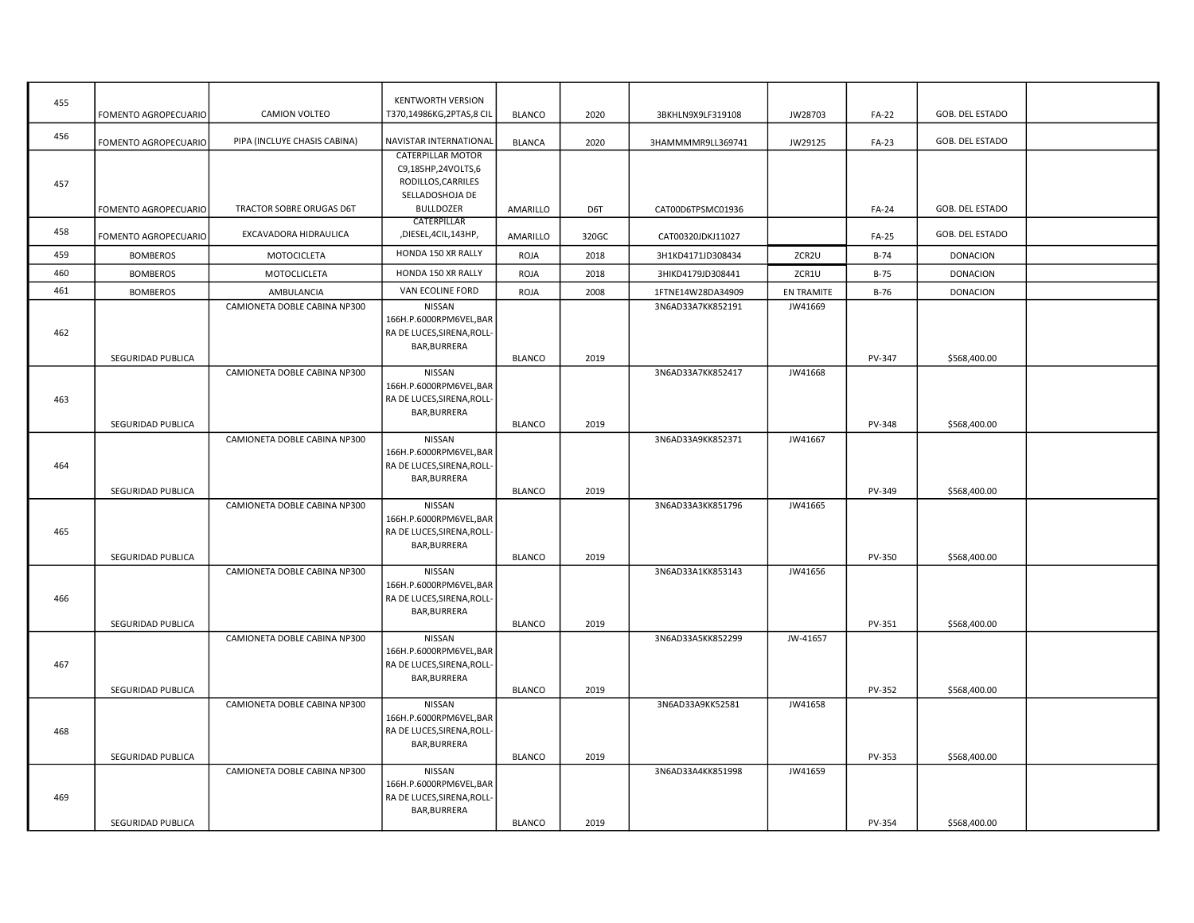| | | | | | | | | | | |
|---|---|---|---|---|---|---|---|---|---|---|
| 455 | FOMENTO AGROPECUARIO | CAMION VOLTEO | KENTWORTH VERSION T370,14986KG,2PTAS,8 CIL | BLANCO | 2020 | 3BKHLN9X9LF319108 | JW28703 | FA-22 | GOB. DEL ESTADO | |
| 456 | FOMENTO AGROPECUARIO | PIPA (INCLUYE CHASIS CABINA) | NAVISTAR INTERNATIONAL | BLANCA | 2020 | 3HAMMMMR9LL369741 | JW29125 | FA-23 | GOB. DEL ESTADO | |
| 457 | FOMENTO AGROPECUARIO | TRACTOR SOBRE ORUGAS D6T | CATERPILLAR MOTOR C9,185HP,24VOLTS,6 RODILLOS,CARRILES SELLADOSHOJA DE BULLDOZER | AMARILLO | D6T | CAT00D6TPSMC01936 | | FA-24 | GOB. DEL ESTADO | |
| 458 | FOMENTO AGROPECUARIO | EXCAVADORA HIDRAULICA | CATERPILLAR ,DIESEL,4CIL,143HP, | AMARILLO | 320GC | CAT00320JDKJ11027 | | FA-25 | GOB. DEL ESTADO | |
| 459 | BOMBEROS | MOTOCICLETA | HONDA 150 XR RALLY | ROJA | 2018 | 3H1KD4171JD308434 | ZCR2U | B-74 | DONACION | |
| 460 | BOMBEROS | MOTOCLICLETA | HONDA 150 XR RALLY | ROJA | 2018 | 3HIKD4179JD308441 | ZCR1U | B-75 | DONACION | |
| 461 | BOMBEROS | AMBULANCIA | VAN ECOLINE FORD | ROJA | 2008 | 1FTNE14W28DA34909 | EN TRAMITE | B-76 | DONACION | |
| 462 | SEGURIDAD PUBLICA | CAMIONETA DOBLE CABINA NP300 | NISSAN 166H.P.6000RPM6VEL,BARRA DE LUCES,SIRENA,ROLL-BAR,BURRERA | BLANCO | 2019 | 3N6AD33A7KK852191 | JW41669 | PV-347 | $568,400.00 | |
| 463 | SEGURIDAD PUBLICA | CAMIONETA DOBLE CABINA NP300 | NISSAN 166H.P.6000RPM6VEL,BARRA DE LUCES,SIRENA,ROLL-BAR,BURRERA | BLANCO | 2019 | 3N6AD33A7KK852417 | JW41668 | PV-348 | $568,400.00 | |
| 464 | SEGURIDAD PUBLICA | CAMIONETA DOBLE CABINA NP300 | NISSAN 166H.P.6000RPM6VEL,BARRA DE LUCES,SIRENA,ROLL-BAR,BURRERA | BLANCO | 2019 | 3N6AD33A9KK852371 | JW41667 | PV-349 | $568,400.00 | |
| 465 | SEGURIDAD PUBLICA | CAMIONETA DOBLE CABINA NP300 | NISSAN 166H.P.6000RPM6VEL,BARRA DE LUCES,SIRENA,ROLL-BAR,BURRERA | BLANCO | 2019 | 3N6AD33A3KK851796 | JW41665 | PV-350 | $568,400.00 | |
| 466 | SEGURIDAD PUBLICA | CAMIONETA DOBLE CABINA NP300 | NISSAN 166H.P.6000RPM6VEL,BARRA DE LUCES,SIRENA,ROLL-BAR,BURRERA | BLANCO | 2019 | 3N6AD33A1KK853143 | JW41656 | PV-351 | $568,400.00 | |
| 467 | SEGURIDAD PUBLICA | CAMIONETA DOBLE CABINA NP300 | NISSAN 166H.P.6000RPM6VEL,BARRA DE LUCES,SIRENA,ROLL-BAR,BURRERA | BLANCO | 2019 | 3N6AD33A5KK852299 | JW-41657 | PV-352 | $568,400.00 | |
| 468 | SEGURIDAD PUBLICA | CAMIONETA DOBLE CABINA NP300 | NISSAN 166H.P.6000RPM6VEL,BARRA DE LUCES,SIRENA,ROLL-BAR,BURRERA | BLANCO | 2019 | 3N6AD33A9KK52581 | JW41658 | PV-353 | $568,400.00 | |
| 469 | SEGURIDAD PUBLICA | CAMIONETA DOBLE CABINA NP300 | NISSAN 166H.P.6000RPM6VEL,BARRA DE LUCES,SIRENA,ROLL-BAR,BURRERA | BLANCO | 2019 | 3N6AD33A4KK851998 | JW41659 | PV-354 | $568,400.00 | |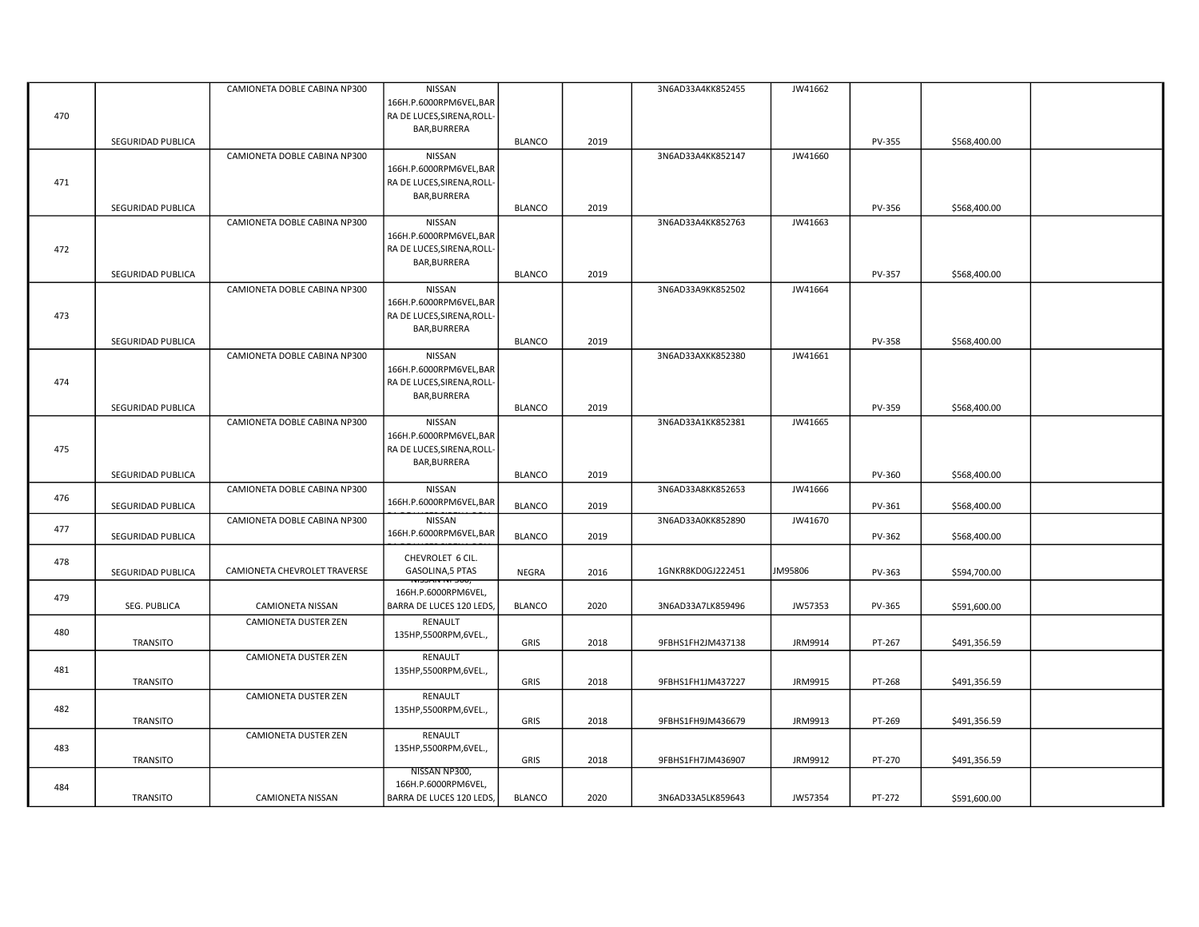| | | | | | | | | | | |
|---|---|---|---|---|---|---|---|---|---|---|
| 470 | SEGURIDAD PUBLICA | CAMIONETA DOBLE CABINA NP300 | NISSAN 166H.P.6000RPM6VEL,BARRA DE LUCES,SIRENA,ROLL-BAR,BURRERA | BLANCO | 2019 | 3N6AD33A4KK852455 | JW41662 | PV-355 | $568,400.00 | |
| 471 | SEGURIDAD PUBLICA | CAMIONETA DOBLE CABINA NP300 | NISSAN 166H.P.6000RPM6VEL,BARRA DE LUCES,SIRENA,ROLL-BAR,BURRERA | BLANCO | 2019 | 3N6AD33A4KK852147 | JW41660 | PV-356 | $568,400.00 | |
| 472 | SEGURIDAD PUBLICA | CAMIONETA DOBLE CABINA NP300 | NISSAN 166H.P.6000RPM6VEL,BARRA DE LUCES,SIRENA,ROLL-BAR,BURRERA | BLANCO | 2019 | 3N6AD33A4KK852763 | JW41663 | PV-357 | $568,400.00 | |
| 473 | SEGURIDAD PUBLICA | CAMIONETA DOBLE CABINA NP300 | NISSAN 166H.P.6000RPM6VEL,BARRA DE LUCES,SIRENA,ROLL-BAR,BURRERA | BLANCO | 2019 | 3N6AD33A9KK852502 | JW41664 | PV-358 | $568,400.00 | |
| 474 | SEGURIDAD PUBLICA | CAMIONETA DOBLE CABINA NP300 | NISSAN 166H.P.6000RPM6VEL,BARRA DE LUCES,SIRENA,ROLL-BAR,BURRERA | BLANCO | 2019 | 3N6AD33AXKK852380 | JW41661 | PV-359 | $568,400.00 | |
| 475 | SEGURIDAD PUBLICA | CAMIONETA DOBLE CABINA NP300 | NISSAN 166H.P.6000RPM6VEL,BARRA DE LUCES,SIRENA,ROLL-BAR,BURRERA | BLANCO | 2019 | 3N6AD33A1KK852381 | JW41665 | PV-360 | $568,400.00 | |
| 476 | SEGURIDAD PUBLICA | CAMIONETA DOBLE CABINA NP300 | NISSAN 166H.P.6000RPM6VEL,BAR | BLANCO | 2019 | 3N6AD33A8KK852653 | JW41666 | PV-361 | $568,400.00 | |
| 477 | SEGURIDAD PUBLICA | CAMIONETA DOBLE CABINA NP300 | NISSAN 166H.P.6000RPM6VEL,BAR | BLANCO | 2019 | 3N6AD33A0KK852890 | JW41670 | PV-362 | $568,400.00 | |
| 478 | SEGURIDAD PUBLICA | CAMIONETA CHEVROLET TRAVERSE | CHEVROLET 6 CIL. GASOLINA,5 PTAS | NEGRA | 2016 | 1GNKR8KD0GJ222451 | JM95806 | PV-363 | $594,700.00 | |
| 479 | SEG. PUBLICA | CAMIONETA NISSAN | 166H.P.6000RPM6VEL, BARRA DE LUCES 120 LEDS, | BLANCO | 2020 | 3N6AD33A7LK859496 | JW57353 | PV-365 | $591,600.00 | |
| 480 | TRANSITO | CAMIONETA DUSTER ZEN | RENAULT 135HP,5500RPM,6VEL., | GRIS | 2018 | 9FBHS1FH2JM437138 | JRM9914 | PT-267 | $491,356.59 | |
| 481 | TRANSITO | CAMIONETA DUSTER ZEN | RENAULT 135HP,5500RPM,6VEL., | GRIS | 2018 | 9FBHS1FH1JM437227 | JRM9915 | PT-268 | $491,356.59 | |
| 482 | TRANSITO | CAMIONETA DUSTER ZEN | RENAULT 135HP,5500RPM,6VEL., | GRIS | 2018 | 9FBHS1FH9JM436679 | JRM9913 | PT-269 | $491,356.59 | |
| 483 | TRANSITO | CAMIONETA DUSTER ZEN | RENAULT 135HP,5500RPM,6VEL., | GRIS | 2018 | 9FBHS1FH7JM436907 | JRM9912 | PT-270 | $491,356.59 | |
| 484 | TRANSITO | CAMIONETA NISSAN | NISSAN NP300, 166H.P.6000RPM6VEL, BARRA DE LUCES 120 LEDS, | BLANCO | 2020 | 3N6AD33A5LK859643 | JW57354 | PT-272 | $591,600.00 | |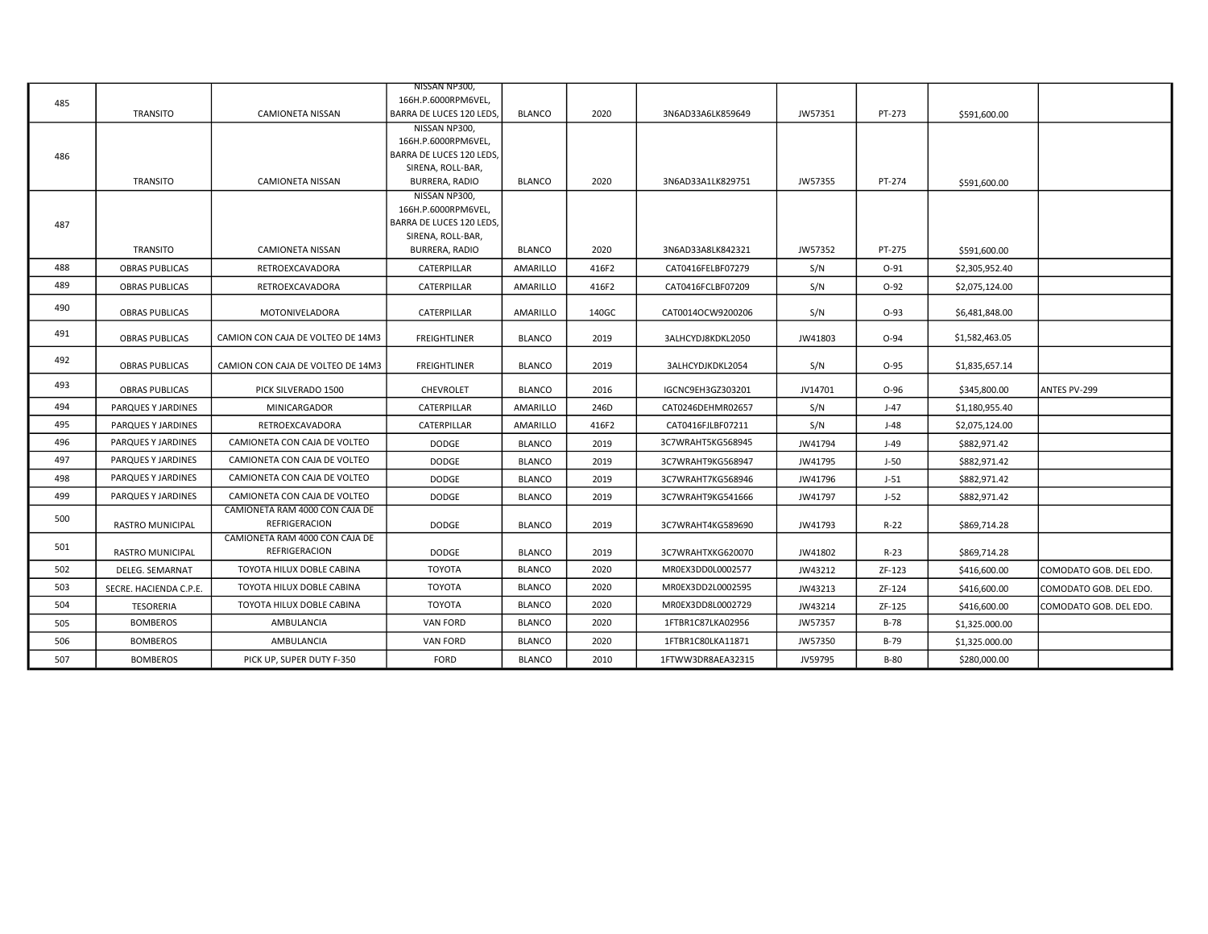| | | | | | | | | | | |
|---|---|---|---|---|---|---|---|---|---|---|
| 485 | TRANSITO | CAMIONETA NISSAN | NISSAN NP300, 166H.P.6000RPM6VEL, BARRA DE LUCES 120 LEDS, | BLANCO | 2020 | 3N6AD33A6LK859649 | JW57351 | PT-273 | $591,600.00 | |
| 486 | TRANSITO | CAMIONETA NISSAN | NISSAN NP300, 166H.P.6000RPM6VEL, BARRA DE LUCES 120 LEDS, SIRENA, ROLL-BAR, BURRERA, RADIO | BLANCO | 2020 | 3N6AD33A1LK829751 | JW57355 | PT-274 | $591,600.00 | |
| 487 | TRANSITO | CAMIONETA NISSAN | NISSAN NP300, 166H.P.6000RPM6VEL, BARRA DE LUCES 120 LEDS, SIRENA, ROLL-BAR, BURRERA, RADIO | BLANCO | 2020 | 3N6AD33A8LK842321 | JW57352 | PT-275 | $591,600.00 | |
| 488 | OBRAS PUBLICAS | RETROEXCAVADORA | CATERPILLAR | AMARILLO | 416F2 | CAT0416FELBF07279 | S/N | O-91 | $2,305,952.40 | |
| 489 | OBRAS PUBLICAS | RETROEXCAVADORA | CATERPILLAR | AMARILLO | 416F2 | CAT0416FCLBF07209 | S/N | O-92 | $2,075,124.00 | |
| 490 | OBRAS PUBLICAS | MOTONIVELADORA | CATERPILLAR | AMARILLO | 140GC | CAT0014OCW9200206 | S/N | O-93 | $6,481,848.00 | |
| 491 | OBRAS PUBLICAS | CAMION CON CAJA DE VOLTEO DE 14M3 | FREIGHTLINER | BLANCO | 2019 | 3ALHCYDJ8KDKL2050 | JW41803 | O-94 | $1,582,463.05 | |
| 492 | OBRAS PUBLICAS | CAMION CON CAJA DE VOLTEO DE 14M3 | FREIGHTLINER | BLANCO | 2019 | 3ALHCYDJKDKL2054 | S/N | O-95 | $1,835,657.14 | |
| 493 | OBRAS PUBLICAS | PICK SILVERADO 1500 | CHEVROLET | BLANCO | 2016 | IGCNC9EH3GZ303201 | JV14701 | O-96 | $345,800.00 | ANTES PV-299 |
| 494 | PARQUES Y JARDINES | MINICARGADOR | CATERPILLAR | AMARILLO | 246D | CAT0246DEHMR02657 | S/N | J-47 | $1,180,955.40 | |
| 495 | PARQUES Y JARDINES | RETROEXCAVADORA | CATERPILLAR | AMARILLO | 416F2 | CAT0416FJLBF07211 | S/N | J-48 | $2,075,124.00 | |
| 496 | PARQUES Y JARDINES | CAMIONETA CON CAJA DE VOLTEO | DODGE | BLANCO | 2019 | 3C7WRAHT5KG568945 | JW41794 | J-49 | $882,971.42 | |
| 497 | PARQUES Y JARDINES | CAMIONETA CON CAJA DE VOLTEO | DODGE | BLANCO | 2019 | 3C7WRAHT9KG568947 | JW41795 | J-50 | $882,971.42 | |
| 498 | PARQUES Y JARDINES | CAMIONETA CON CAJA DE VOLTEO | DODGE | BLANCO | 2019 | 3C7WRAHT7KG568946 | JW41796 | J-51 | $882,971.42 | |
| 499 | PARQUES Y JARDINES | CAMIONETA CON CAJA DE VOLTEO | DODGE | BLANCO | 2019 | 3C7WRAHT9KG541666 | JW41797 | J-52 | $882,971.42 | |
| 500 | RASTRO MUNICIPAL | CAMIONETA RAM 4000 CON CAJA DE REFRIGERACION | DODGE | BLANCO | 2019 | 3C7WRAHT4KG589690 | JW41793 | R-22 | $869,714.28 | |
| 501 | RASTRO MUNICIPAL | CAMIONETA RAM 4000 CON CAJA DE REFRIGERACION | DODGE | BLANCO | 2019 | 3C7WRAHTXKG620070 | JW41802 | R-23 | $869,714.28 | |
| 502 | DELEG. SEMARNAT | TOYOTA HILUX DOBLE CABINA | TOYOTA | BLANCO | 2020 | MR0EX3DD0L0002577 | JW43212 | ZF-123 | $416,600.00 | COMODATO GOB. DEL EDO. |
| 503 | SECRE. HACIENDA C.P.E. | TOYOTA HILUX DOBLE CABINA | TOYOTA | BLANCO | 2020 | MR0EX3DD2L0002595 | JW43213 | ZF-124 | $416,600.00 | COMODATO GOB. DEL EDO. |
| 504 | TESORERIA | TOYOTA HILUX DOBLE CABINA | TOYOTA | BLANCO | 2020 | MR0EX3DD8L0002729 | JW43214 | ZF-125 | $416,600.00 | COMODATO GOB. DEL EDO. |
| 505 | BOMBEROS | AMBULANCIA | VAN FORD | BLANCO | 2020 | 1FTBR1C87LKA02956 | JW57357 | B-78 | $1,325.000.00 | |
| 506 | BOMBEROS | AMBULANCIA | VAN FORD | BLANCO | 2020 | 1FTBR1C80LKA11871 | JW57350 | B-79 | $1,325.000.00 | |
| 507 | BOMBEROS | PICK UP, SUPER DUTY F-350 | FORD | BLANCO | 2010 | 1FTWW3DR8AEA32315 | JV59795 | B-80 | $280,000.00 | |